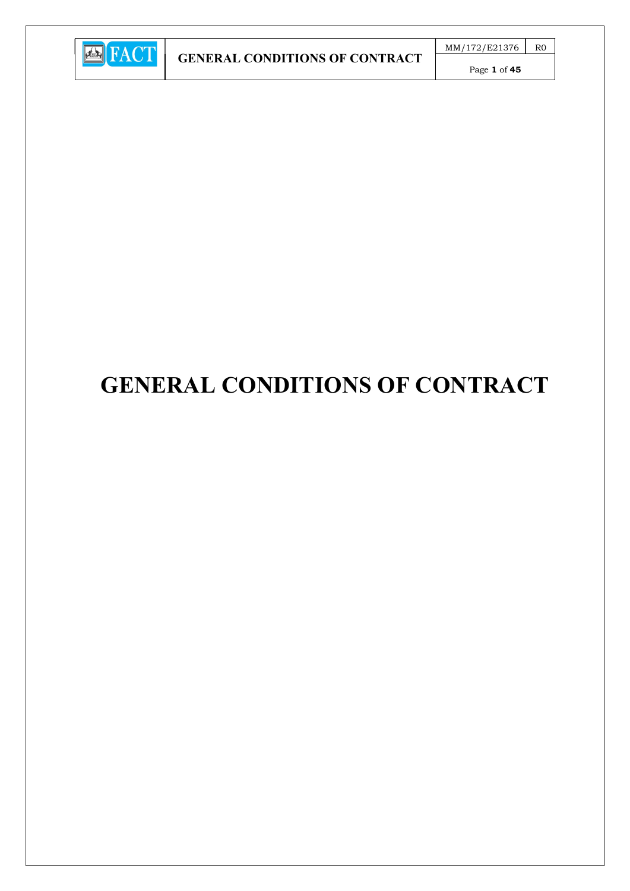# GENERAL CONDITIONS OF CONTRACT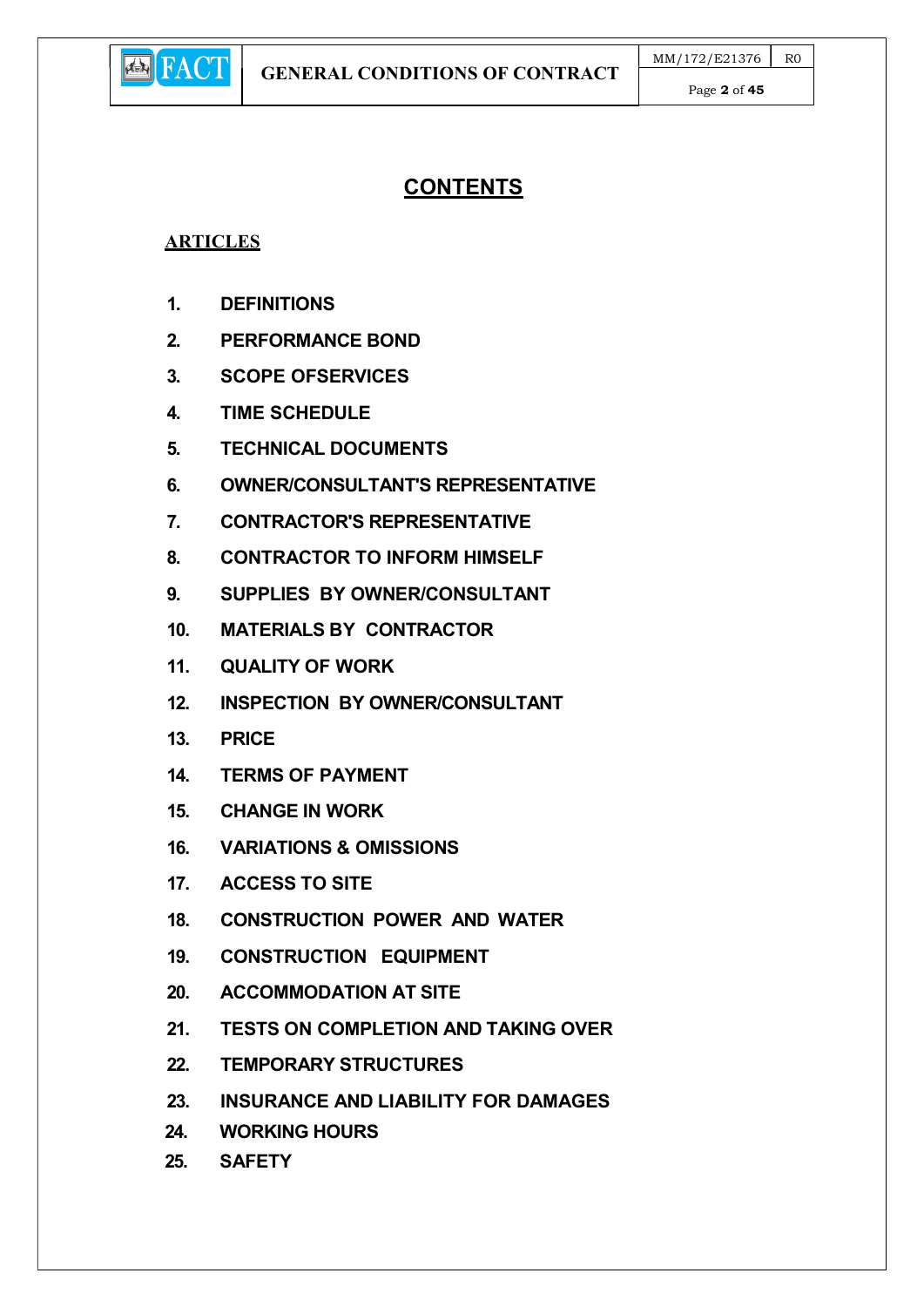# CONTENTS

**ARTICLES**

1. DEFINITIONS
2. PERFORMANCE BOND
3. SCOPE OFSERVICES
4. TIME SCHEDULE
5. TECHNICAL DOCUMENTS
6. OWNER/CONSULTANT'S REPRESENTATIVE
7. CONTRACTOR'S REPRESENTATIVE
8. CONTRACTOR TO INFORM HIMSELF
9. SUPPLIES BY OWNER/CONSULTANT
10. MATERIALS BY CONTRACTOR
11. QUALITY OF WORK
12. INSPECTION BY OWNER/CONSULTANT
13. PRICE
14. TERMS OF PAYMENT
15. CHANGE IN WORK
16. VARIATIONS & OMISSIONS
17. ACCESS TO SITE
18. CONSTRUCTION POWER AND WATER
19. CONSTRUCTION EQUIPMENT
20. ACCOMMODATION AT SITE
21. TESTS ON COMPLETION AND TAKING OVER
22. TEMPORARY STRUCTURES
23. INSURANCE AND LIABILITY FOR DAMAGES
24. WORKING HOURS
25. SAFETY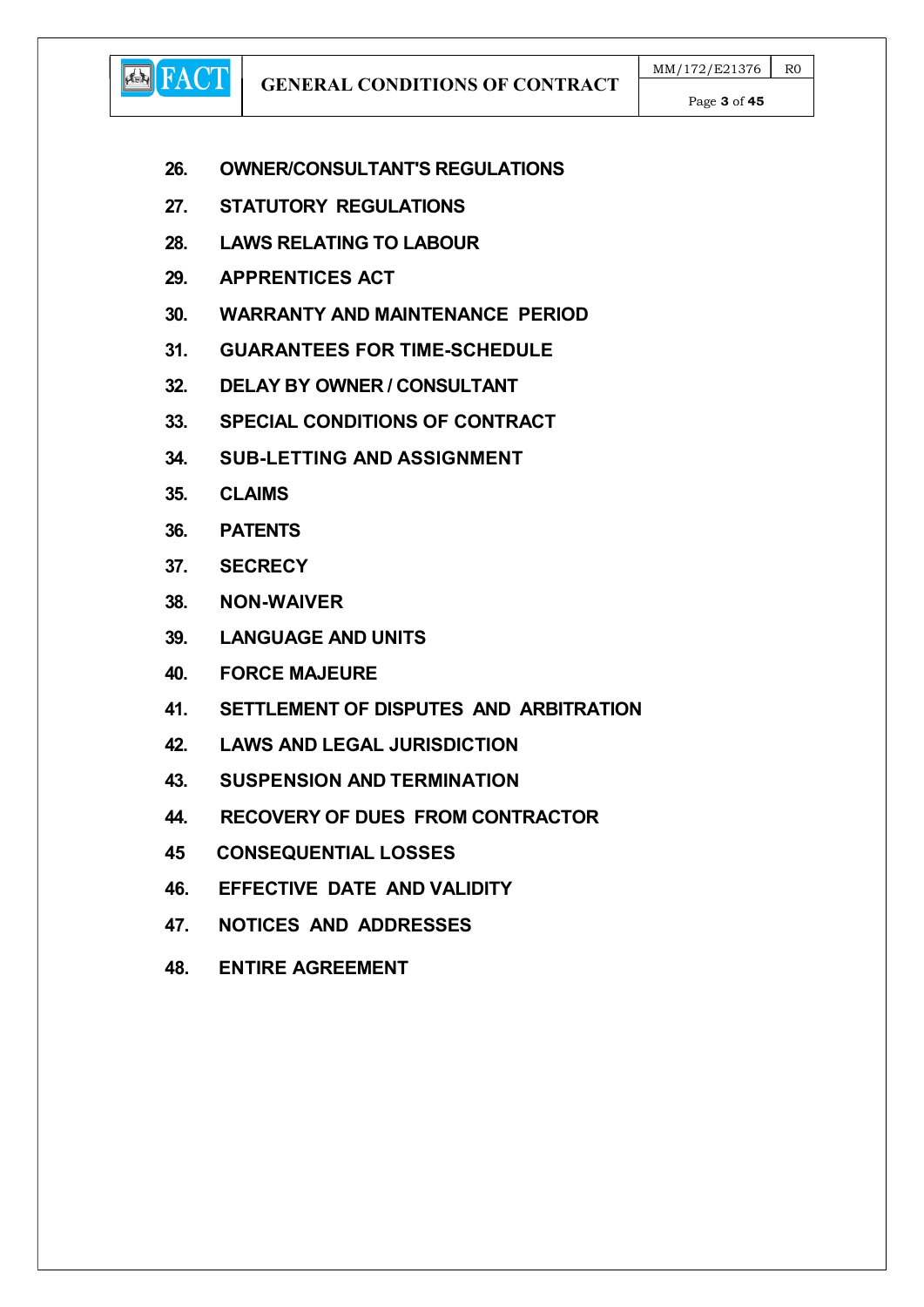26. OWNER/CONSULTANT'S REGULATIONS
27. STATUTORY REGULATIONS
28. LAWS RELATING TO LABOUR
29. APPRENTICES ACT
30. WARRANTY AND MAINTENANCE PERIOD
31. GUARANTEES FOR TIME-SCHEDULE
32. DELAY BY OWNER / CONSULTANT
33. SPECIAL CONDITIONS OF CONTRACT
34. SUB-LETTING AND ASSIGNMENT
35. CLAIMS
36. PATENTS
37. SECRECY
38. NON-WAIVER
39. LANGUAGE AND UNITS
40. FORCE MAJEURE
41. SETTLEMENT OF DISPUTES AND ARBITRATION
42. LAWS AND LEGAL JURISDICTION
43. SUSPENSION AND TERMINATION
44. RECOVERY OF DUES FROM CONTRACTOR
45 CONSEQUENTIAL LOSSES
46. EFFECTIVE DATE AND VALIDITY
47. NOTICES AND ADDRESSES
48. ENTIRE AGREEMENT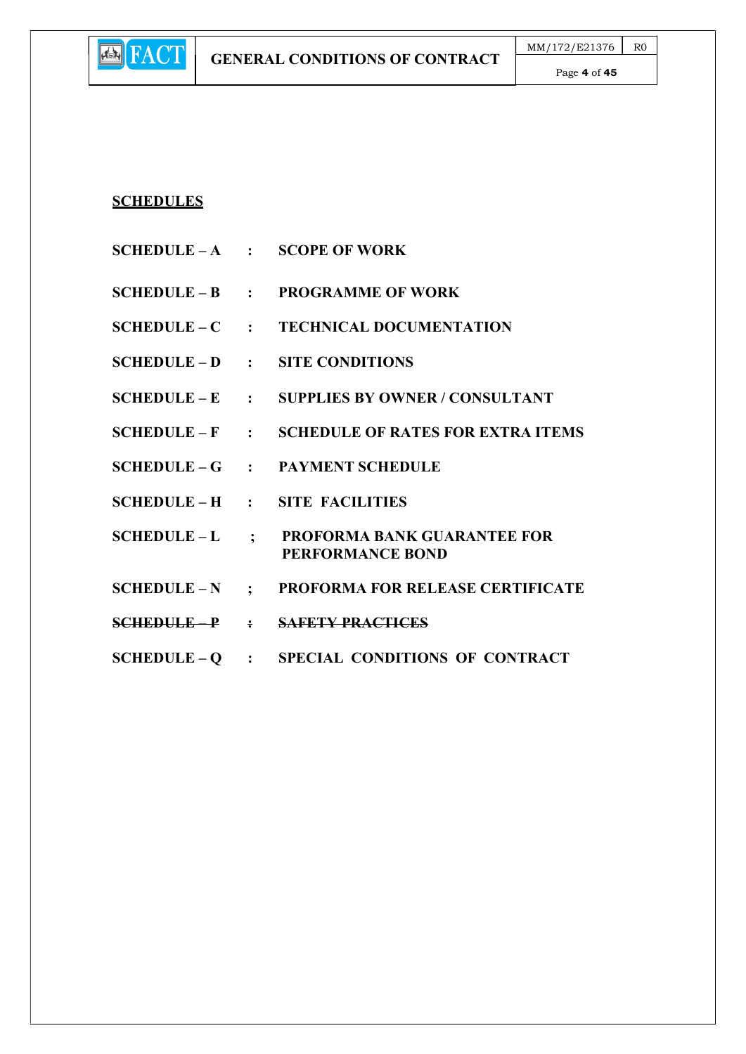## SCHEDULES

| | | |
|---|---|---|
| **SCHEDULE – A** | **:** | **SCOPE OF WORK** |
| **SCHEDULE – B** | **:** | **PROGRAMME OF WORK** |
| **SCHEDULE – C** | **:** | **TECHNICAL DOCUMENTATION** |
| **SCHEDULE – D** | **:** | **SITE CONDITIONS** |
| **SCHEDULE – E** | **:** | **SUPPLIES BY OWNER / CONSULTANT** |
| **SCHEDULE – F** | **:** | **SCHEDULE OF RATES FOR EXTRA ITEMS** |
| **SCHEDULE – G** | **:** | **PAYMENT SCHEDULE** |
| **SCHEDULE – H** | **:** | **SITE FACILITIES** |
| **SCHEDULE – L** | **;** | **PROFORMA BANK GUARANTEE FOR PERFORMANCE BOND** |
| **SCHEDULE – N** | **;** | **PROFORMA FOR RELEASE CERTIFICATE** |
| ~~**SCHEDULE – P**~~ | ~~**:**~~ | ~~**SAFETY PRACTICES**~~ |
| **SCHEDULE – Q** | **:** | **SPECIAL CONDITIONS OF CONTRACT** |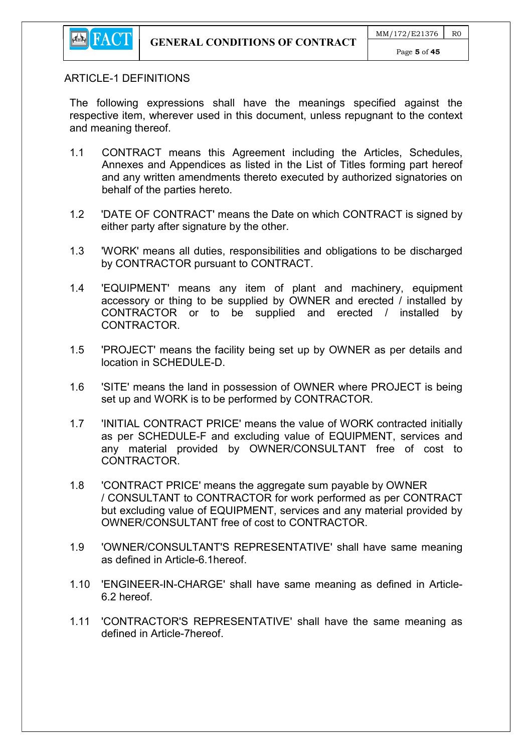## ARTICLE-1 DEFINITIONS

The following expressions shall have the meanings specified against the respective item, wherever used in this document, unless repugnant to the context and meaning thereof.

1.1 CONTRACT means this Agreement including the Articles, Schedules, Annexes and Appendices as listed in the List of Titles forming part hereof and any written amendments thereto executed by authorized signatories on behalf of the parties hereto.

1.2 'DATE OF CONTRACT' means the Date on which CONTRACT is signed by either party after signature by the other.

1.3 'WORK' means all duties, responsibilities and obligations to be discharged by CONTRACTOR pursuant to CONTRACT.

1.4 'EQUIPMENT' means any item of plant and machinery, equipment accessory or thing to be supplied by OWNER and erected / installed by CONTRACTOR or to be supplied and erected / installed by CONTRACTOR.

1.5 'PROJECT' means the facility being set up by OWNER as per details and location in SCHEDULE-D.

1.6 'SITE' means the land in possession of OWNER where PROJECT is being set up and WORK is to be performed by CONTRACTOR.

1.7 'INITIAL CONTRACT PRICE' means the value of WORK contracted initially as per SCHEDULE-F and excluding value of EQUIPMENT, services and any material provided by OWNER/CONSULTANT free of cost to CONTRACTOR.

1.8 'CONTRACT PRICE' means the aggregate sum payable by OWNER / CONSULTANT to CONTRACTOR for work performed as per CONTRACT but excluding value of EQUIPMENT, services and any material provided by OWNER/CONSULTANT free of cost to CONTRACTOR.

1.9 'OWNER/CONSULTANT'S REPRESENTATIVE' shall have same meaning as defined in Article-6.1hereof.

1.10 'ENGINEER-IN-CHARGE' shall have same meaning as defined in Article-6.2 hereof.

1.11 'CONTRACTOR'S REPRESENTATIVE' shall have the same meaning as defined in Article-7hereof.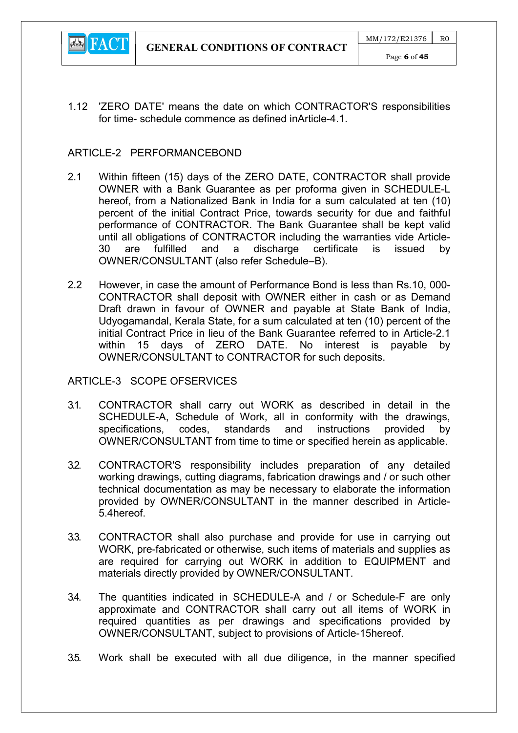1.12 'ZERO DATE' means the date on which CONTRACTOR'S responsibilities for time- schedule commence as defined inArticle-4.1.

## ARTICLE-2 PERFORMANCEBOND

2.1 Within fifteen (15) days of the ZERO DATE, CONTRACTOR shall provide OWNER with a Bank Guarantee as per proforma given in SCHEDULE-L hereof, from a Nationalized Bank in India for a sum calculated at ten (10) percent of the initial Contract Price, towards security for due and faithful performance of CONTRACTOR. The Bank Guarantee shall be kept valid until all obligations of CONTRACTOR including the warranties vide Article-30 are fulfilled and a discharge certificate is issued by OWNER/CONSULTANT (also refer Schedule–B).

2.2 However, in case the amount of Performance Bond is less than Rs.10, 000- CONTRACTOR shall deposit with OWNER either in cash or as Demand Draft drawn in favour of OWNER and payable at State Bank of India, Udyogamandal, Kerala State, for a sum calculated at ten (10) percent of the initial Contract Price in lieu of the Bank Guarantee referred to in Article-2.1 within 15 days of ZERO DATE. No interest is payable by OWNER/CONSULTANT to CONTRACTOR for such deposits.

## ARTICLE-3 SCOPE OFSERVICES

3.1. CONTRACTOR shall carry out WORK as described in detail in the SCHEDULE-A, Schedule of Work, all in conformity with the drawings, specifications, codes, standards and instructions provided by OWNER/CONSULTANT from time to time or specified herein as applicable.

3.2. CONTRACTOR'S responsibility includes preparation of any detailed working drawings, cutting diagrams, fabrication drawings and / or such other technical documentation as may be necessary to elaborate the information provided by OWNER/CONSULTANT in the manner described in Article-5.4hereof.

3.3. CONTRACTOR shall also purchase and provide for use in carrying out WORK, pre-fabricated or otherwise, such items of materials and supplies as are required for carrying out WORK in addition to EQUIPMENT and materials directly provided by OWNER/CONSULTANT.

3.4. The quantities indicated in SCHEDULE-A and / or Schedule-F are only approximate and CONTRACTOR shall carry out all items of WORK in required quantities as per drawings and specifications provided by OWNER/CONSULTANT, subject to provisions of Article-15hereof.

3.5. Work shall be executed with all due diligence, in the manner specified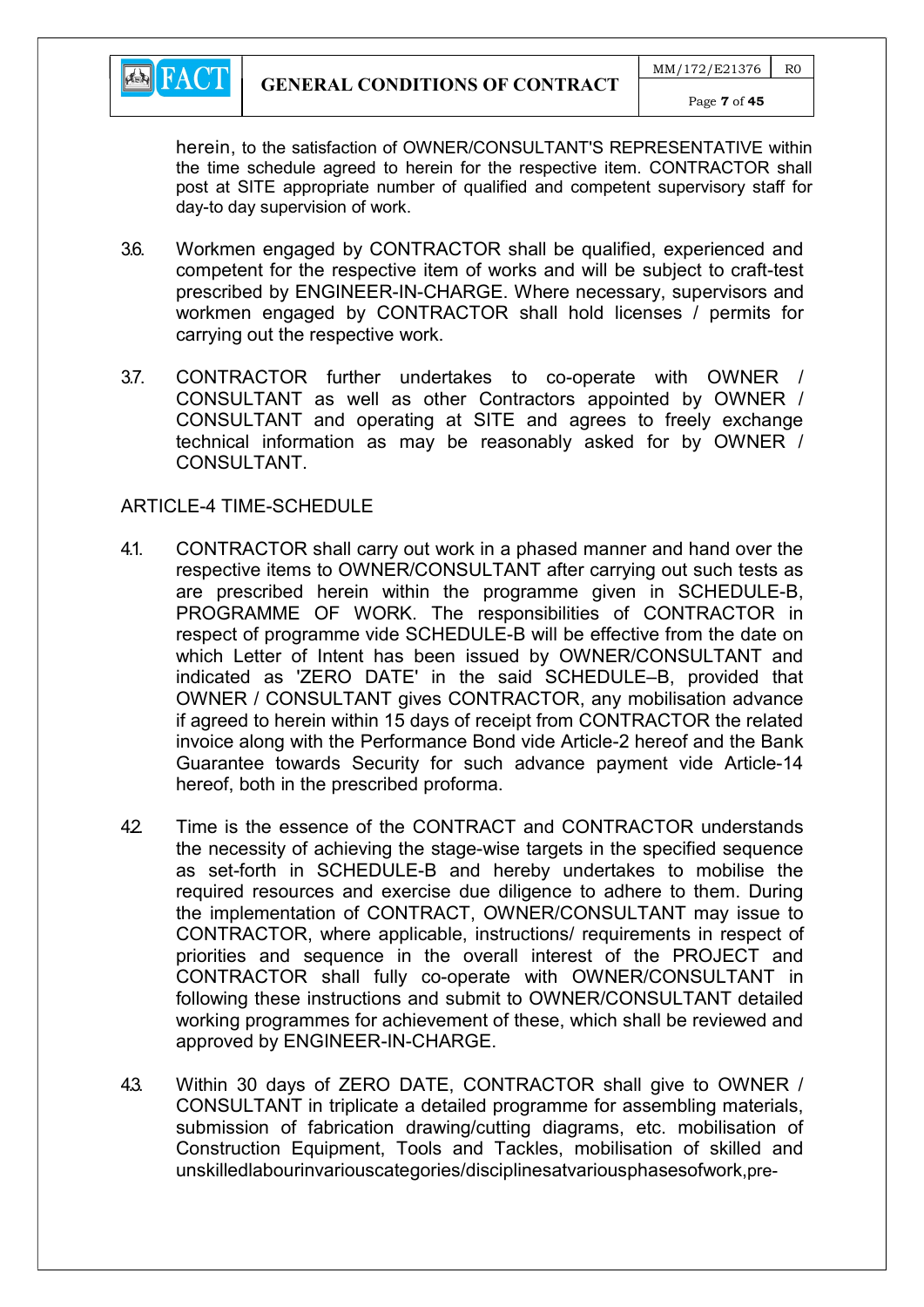herein, to the satisfaction of OWNER/CONSULTANT'S REPRESENTATIVE within the time schedule agreed to herein for the respective item. CONTRACTOR shall post at SITE appropriate number of qualified and competent supervisory staff for day-to day supervision of work.

3.6. Workmen engaged by CONTRACTOR shall be qualified, experienced and competent for the respective item of works and will be subject to craft-test prescribed by ENGINEER-IN-CHARGE. Where necessary, supervisors and workmen engaged by CONTRACTOR shall hold licenses / permits for carrying out the respective work.

3.7. CONTRACTOR further undertakes to co-operate with OWNER / CONSULTANT as well as other Contractors appointed by OWNER / CONSULTANT and operating at SITE and agrees to freely exchange technical information as may be reasonably asked for by OWNER / CONSULTANT.

ARTICLE-4 TIME-SCHEDULE

4.1. CONTRACTOR shall carry out work in a phased manner and hand over the respective items to OWNER/CONSULTANT after carrying out such tests as are prescribed herein within the programme given in SCHEDULE-B, PROGRAMME OF WORK. The responsibilities of CONTRACTOR in respect of programme vide SCHEDULE-B will be effective from the date on which Letter of Intent has been issued by OWNER/CONSULTANT and indicated as 'ZERO DATE' in the said SCHEDULE–B, provided that OWNER / CONSULTANT gives CONTRACTOR, any mobilisation advance if agreed to herein within 15 days of receipt from CONTRACTOR the related invoice along with the Performance Bond vide Article-2 hereof and the Bank Guarantee towards Security for such advance payment vide Article-14 hereof, both in the prescribed proforma.

4.2 Time is the essence of the CONTRACT and CONTRACTOR understands the necessity of achieving the stage-wise targets in the specified sequence as set-forth in SCHEDULE-B and hereby undertakes to mobilise the required resources and exercise due diligence to adhere to them. During the implementation of CONTRACT, OWNER/CONSULTANT may issue to CONTRACTOR, where applicable, instructions/ requirements in respect of priorities and sequence in the overall interest of the PROJECT and CONTRACTOR shall fully co-operate with OWNER/CONSULTANT in following these instructions and submit to OWNER/CONSULTANT detailed working programmes for achievement of these, which shall be reviewed and approved by ENGINEER-IN-CHARGE.

4.3. Within 30 days of ZERO DATE, CONTRACTOR shall give to OWNER / CONSULTANT in triplicate a detailed programme for assembling materials, submission of fabrication drawing/cutting diagrams, etc. mobilisation of Construction Equipment, Tools and Tackles, mobilisation of skilled and unskilled labour in various categories/disciplines at various phases of work, pre-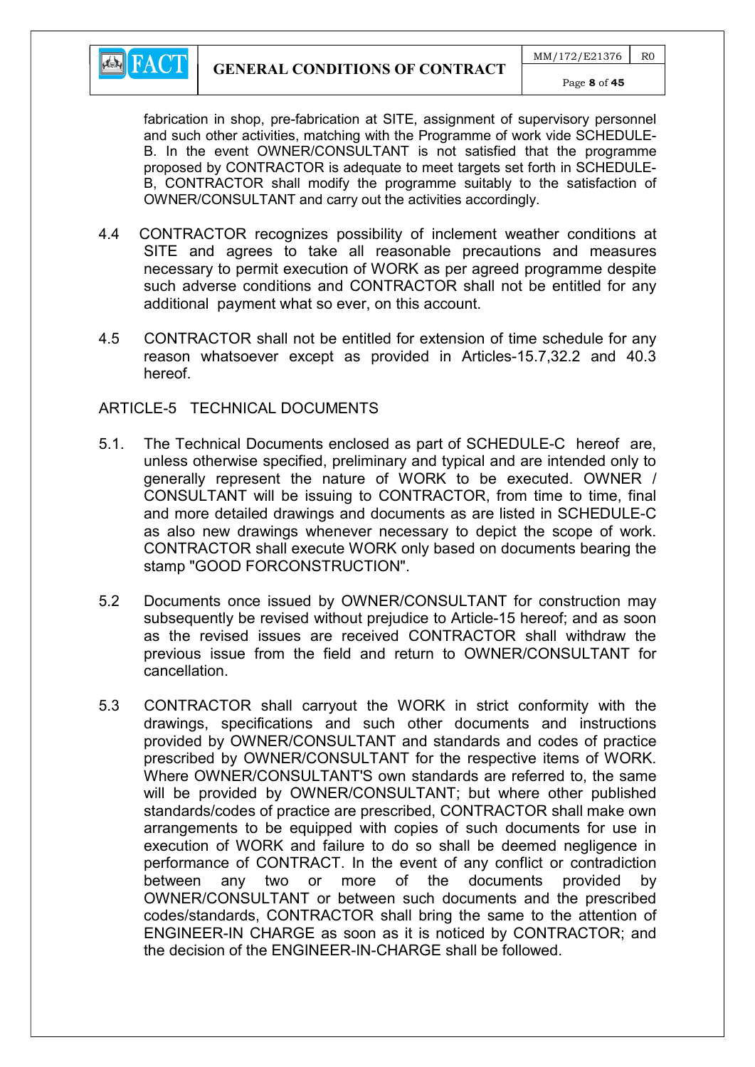fabrication in shop, pre-fabrication at SITE, assignment of supervisory personnel and such other activities, matching with the Programme of work vide SCHEDULE-B. In the event OWNER/CONSULTANT is not satisfied that the programme proposed by CONTRACTOR is adequate to meet targets set forth in SCHEDULE-B, CONTRACTOR shall modify the programme suitably to the satisfaction of OWNER/CONSULTANT and carry out the activities accordingly.

4.4 CONTRACTOR recognizes possibility of inclement weather conditions at SITE and agrees to take all reasonable precautions and measures necessary to permit execution of WORK as per agreed programme despite such adverse conditions and CONTRACTOR shall not be entitled for any additional payment what so ever, on this account.

4.5 CONTRACTOR shall not be entitled for extension of time schedule for any reason whatsoever except as provided in Articles-15.7,32.2 and 40.3 hereof.

## ARTICLE-5 TECHNICAL DOCUMENTS

5.1. The Technical Documents enclosed as part of SCHEDULE-C hereof are, unless otherwise specified, preliminary and typical and are intended only to generally represent the nature of WORK to be executed. OWNER / CONSULTANT will be issuing to CONTRACTOR, from time to time, final and more detailed drawings and documents as are listed in SCHEDULE-C as also new drawings whenever necessary to depict the scope of work. CONTRACTOR shall execute WORK only based on documents bearing the stamp "GOOD FORCONSTRUCTION".

5.2 Documents once issued by OWNER/CONSULTANT for construction may subsequently be revised without prejudice to Article-15 hereof; and as soon as the revised issues are received CONTRACTOR shall withdraw the previous issue from the field and return to OWNER/CONSULTANT for cancellation.

5.3 CONTRACTOR shall carryout the WORK in strict conformity with the drawings, specifications and such other documents and instructions provided by OWNER/CONSULTANT and standards and codes of practice prescribed by OWNER/CONSULTANT for the respective items of WORK. Where OWNER/CONSULTANT'S own standards are referred to, the same will be provided by OWNER/CONSULTANT; but where other published standards/codes of practice are prescribed, CONTRACTOR shall make own arrangements to be equipped with copies of such documents for use in execution of WORK and failure to do so shall be deemed negligence in performance of CONTRACT. In the event of any conflict or contradiction between any two or more of the documents provided by OWNER/CONSULTANT or between such documents and the prescribed codes/standards, CONTRACTOR shall bring the same to the attention of ENGINEER-IN CHARGE as soon as it is noticed by CONTRACTOR; and the decision of the ENGINEER-IN-CHARGE shall be followed.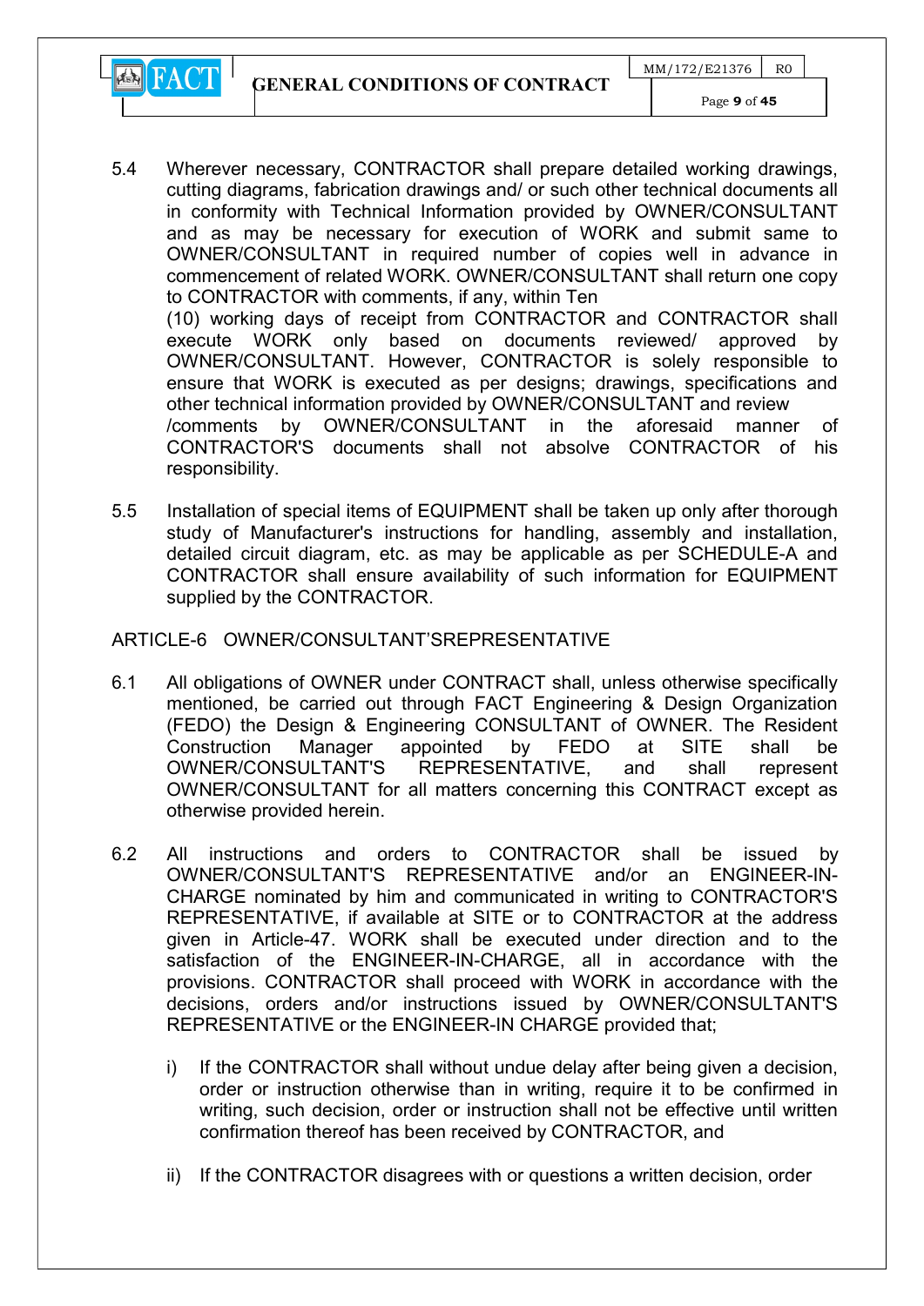5.4 Wherever necessary, CONTRACTOR shall prepare detailed working drawings, cutting diagrams, fabrication drawings and/ or such other technical documents all in conformity with Technical Information provided by OWNER/CONSULTANT and as may be necessary for execution of WORK and submit same to OWNER/CONSULTANT in required number of copies well in advance in commencement of related WORK. OWNER/CONSULTANT shall return one copy to CONTRACTOR with comments, if any, within Ten (10) working days of receipt from CONTRACTOR and CONTRACTOR shall execute WORK only based on documents reviewed/ approved by OWNER/CONSULTANT. However, CONTRACTOR is solely responsible to ensure that WORK is executed as per designs; drawings, specifications and other technical information provided by OWNER/CONSULTANT and review /comments by OWNER/CONSULTANT in the aforesaid manner of CONTRACTOR'S documents shall not absolve CONTRACTOR of his responsibility.

5.5 Installation of special items of EQUIPMENT shall be taken up only after thorough study of Manufacturer's instructions for handling, assembly and installation, detailed circuit diagram, etc. as may be applicable as per SCHEDULE-A and CONTRACTOR shall ensure availability of such information for EQUIPMENT supplied by the CONTRACTOR.

## ARTICLE-6 OWNER/CONSULTANT'SREPRESENTATIVE

6.1 All obligations of OWNER under CONTRACT shall, unless otherwise specifically mentioned, be carried out through FACT Engineering & Design Organization (FEDO) the Design & Engineering CONSULTANT of OWNER. The Resident Construction Manager appointed by FEDO at SITE shall be OWNER/CONSULTANT'S REPRESENTATIVE, and shall represent OWNER/CONSULTANT for all matters concerning this CONTRACT except as otherwise provided herein.

6.2 All instructions and orders to CONTRACTOR shall be issued by OWNER/CONSULTANT'S REPRESENTATIVE and/or an ENGINEER-IN-CHARGE nominated by him and communicated in writing to CONTRACTOR'S REPRESENTATIVE, if available at SITE or to CONTRACTOR at the address given in Article-47. WORK shall be executed under direction and to the satisfaction of the ENGINEER-IN-CHARGE, all in accordance with the provisions. CONTRACTOR shall proceed with WORK in accordance with the decisions, orders and/or instructions issued by OWNER/CONSULTANT'S REPRESENTATIVE or the ENGINEER-IN CHARGE provided that;

   i) If the CONTRACTOR shall without undue delay after being given a decision, order or instruction otherwise than in writing, require it to be confirmed in writing, such decision, order or instruction shall not be effective until written confirmation thereof has been received by CONTRACTOR, and

   ii) If the CONTRACTOR disagrees with or questions a written decision, order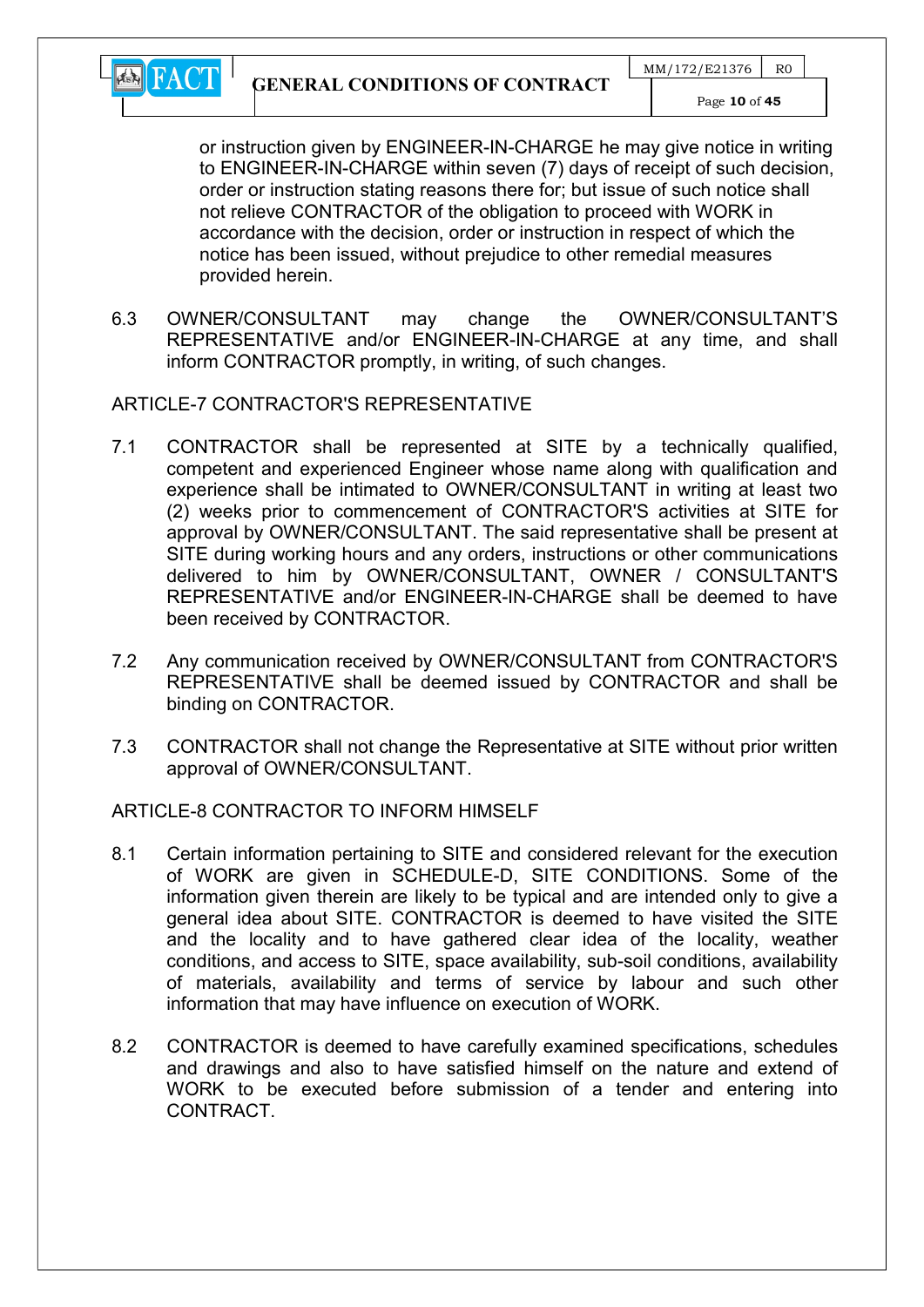or instruction given by ENGINEER-IN-CHARGE he may give notice in writing to ENGINEER-IN-CHARGE within seven (7) days of receipt of such decision, order or instruction stating reasons there for; but issue of such notice shall not relieve CONTRACTOR of the obligation to proceed with WORK in accordance with the decision, order or instruction in respect of which the notice has been issued, without prejudice to other remedial measures provided herein.

6.3 OWNER/CONSULTANT may change the OWNER/CONSULTANT'S REPRESENTATIVE and/or ENGINEER-IN-CHARGE at any time, and shall inform CONTRACTOR promptly, in writing, of such changes.

ARTICLE-7 CONTRACTOR'S REPRESENTATIVE

7.1 CONTRACTOR shall be represented at SITE by a technically qualified, competent and experienced Engineer whose name along with qualification and experience shall be intimated to OWNER/CONSULTANT in writing at least two (2) weeks prior to commencement of CONTRACTOR'S activities at SITE for approval by OWNER/CONSULTANT. The said representative shall be present at SITE during working hours and any orders, instructions or other communications delivered to him by OWNER/CONSULTANT, OWNER / CONSULTANT'S REPRESENTATIVE and/or ENGINEER-IN-CHARGE shall be deemed to have been received by CONTRACTOR.

7.2 Any communication received by OWNER/CONSULTANT from CONTRACTOR'S REPRESENTATIVE shall be deemed issued by CONTRACTOR and shall be binding on CONTRACTOR.

7.3 CONTRACTOR shall not change the Representative at SITE without prior written approval of OWNER/CONSULTANT.

ARTICLE-8 CONTRACTOR TO INFORM HIMSELF

8.1 Certain information pertaining to SITE and considered relevant for the execution of WORK are given in SCHEDULE-D, SITE CONDITIONS. Some of the information given therein are likely to be typical and are intended only to give a general idea about SITE. CONTRACTOR is deemed to have visited the SITE and the locality and to have gathered clear idea of the locality, weather conditions, and access to SITE, space availability, sub-soil conditions, availability of materials, availability and terms of service by labour and such other information that may have influence on execution of WORK.

8.2 CONTRACTOR is deemed to have carefully examined specifications, schedules and drawings and also to have satisfied himself on the nature and extend of WORK to be executed before submission of a tender and entering into CONTRACT.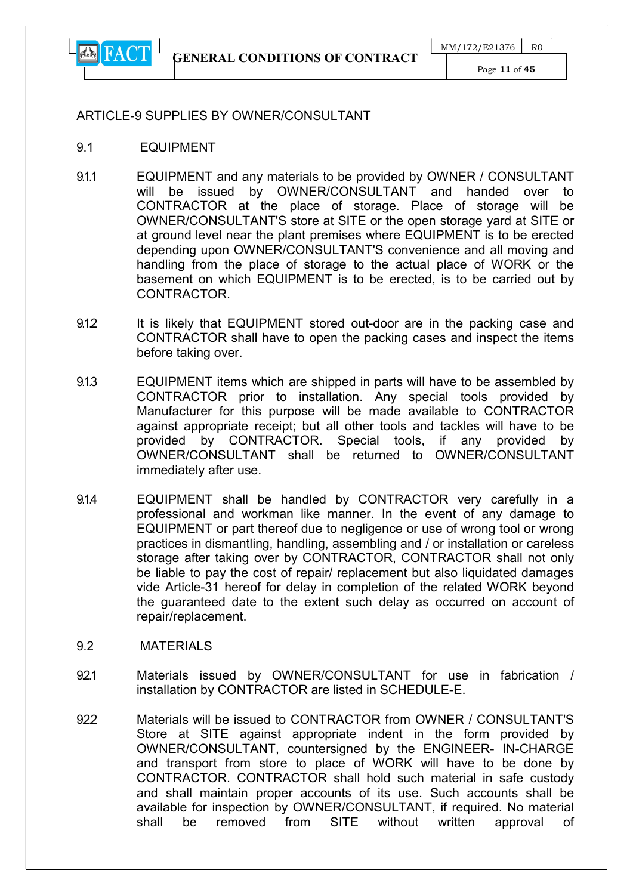## ARTICLE-9 SUPPLIES BY OWNER/CONSULTANT

### 9.1 EQUIPMENT

9.1.1 EQUIPMENT and any materials to be provided by OWNER / CONSULTANT will be issued by OWNER/CONSULTANT and handed over to CONTRACTOR at the place of storage. Place of storage will be OWNER/CONSULTANT'S store at SITE or the open storage yard at SITE or at ground level near the plant premises where EQUIPMENT is to be erected depending upon OWNER/CONSULTANT'S convenience and all moving and handling from the place of storage to the actual place of WORK or the basement on which EQUIPMENT is to be erected, is to be carried out by CONTRACTOR.

9.1.2 It is likely that EQUIPMENT stored out-door are in the packing case and CONTRACTOR shall have to open the packing cases and inspect the items before taking over.

9.1.3 EQUIPMENT items which are shipped in parts will have to be assembled by CONTRACTOR prior to installation. Any special tools provided by Manufacturer for this purpose will be made available to CONTRACTOR against appropriate receipt; but all other tools and tackles will have to be provided by CONTRACTOR. Special tools, if any provided by OWNER/CONSULTANT shall be returned to OWNER/CONSULTANT immediately after use.

9.1.4 EQUIPMENT shall be handled by CONTRACTOR very carefully in a professional and workman like manner. In the event of any damage to EQUIPMENT or part thereof due to negligence or use of wrong tool or wrong practices in dismantling, handling, assembling and / or installation or careless storage after taking over by CONTRACTOR, CONTRACTOR shall not only be liable to pay the cost of repair/ replacement but also liquidated damages vide Article-31 hereof for delay in completion of the related WORK beyond the guaranteed date to the extent such delay as occurred on account of repair/replacement.

### 9.2 MATERIALS

9.2.1 Materials issued by OWNER/CONSULTANT for use in fabrication / installation by CONTRACTOR are listed in SCHEDULE-E.

9.2.2 Materials will be issued to CONTRACTOR from OWNER / CONSULTANT'S Store at SITE against appropriate indent in the form provided by OWNER/CONSULTANT, countersigned by the ENGINEER- IN-CHARGE and transport from store to place of WORK will have to be done by CONTRACTOR. CONTRACTOR shall hold such material in safe custody and shall maintain proper accounts of its use. Such accounts shall be available for inspection by OWNER/CONSULTANT, if required. No material shall be removed from SITE without written approval of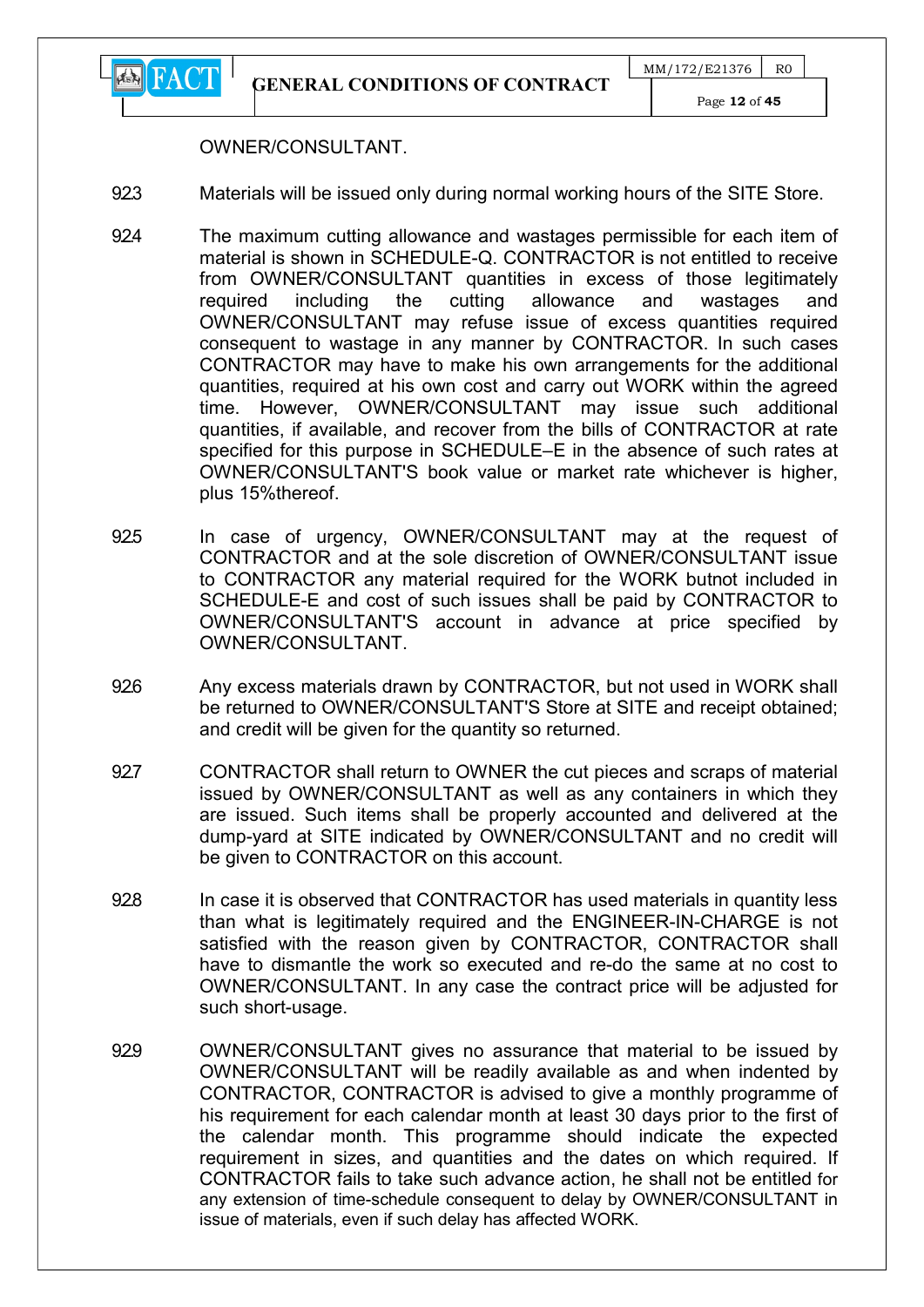OWNER/CONSULTANT.

9.2.3 Materials will be issued only during normal working hours of the SITE Store.

9.2.4 The maximum cutting allowance and wastages permissible for each item of material is shown in SCHEDULE-Q. CONTRACTOR is not entitled to receive from OWNER/CONSULTANT quantities in excess of those legitimately required including the cutting allowance and wastages and OWNER/CONSULTANT may refuse issue of excess quantities required consequent to wastage in any manner by CONTRACTOR. In such cases CONTRACTOR may have to make his own arrangements for the additional quantities, required at his own cost and carry out WORK within the agreed time. However, OWNER/CONSULTANT may issue such additional quantities, if available, and recover from the bills of CONTRACTOR at rate specified for this purpose in SCHEDULE–E in the absence of such rates at OWNER/CONSULTANT'S book value or market rate whichever is higher, plus 15%thereof.

9.2.5 In case of urgency, OWNER/CONSULTANT may at the request of CONTRACTOR and at the sole discretion of OWNER/CONSULTANT issue to CONTRACTOR any material required for the WORK butnot included in SCHEDULE-E and cost of such issues shall be paid by CONTRACTOR to OWNER/CONSULTANT'S account in advance at price specified by OWNER/CONSULTANT.

9.2.6 Any excess materials drawn by CONTRACTOR, but not used in WORK shall be returned to OWNER/CONSULTANT'S Store at SITE and receipt obtained; and credit will be given for the quantity so returned.

9.2.7 CONTRACTOR shall return to OWNER the cut pieces and scraps of material issued by OWNER/CONSULTANT as well as any containers in which they are issued. Such items shall be properly accounted and delivered at the dump-yard at SITE indicated by OWNER/CONSULTANT and no credit will be given to CONTRACTOR on this account.

9.2.8 In case it is observed that CONTRACTOR has used materials in quantity less than what is legitimately required and the ENGINEER-IN-CHARGE is not satisfied with the reason given by CONTRACTOR, CONTRACTOR shall have to dismantle the work so executed and re-do the same at no cost to OWNER/CONSULTANT. In any case the contract price will be adjusted for such short-usage.

9.2.9 OWNER/CONSULTANT gives no assurance that material to be issued by OWNER/CONSULTANT will be readily available as and when indented by CONTRACTOR, CONTRACTOR is advised to give a monthly programme of his requirement for each calendar month at least 30 days prior to the first of the calendar month. This programme should indicate the expected requirement in sizes, and quantities and the dates on which required. If CONTRACTOR fails to take such advance action, he shall not be entitled for any extension of time-schedule consequent to delay by OWNER/CONSULTANT in issue of materials, even if such delay has affected WORK.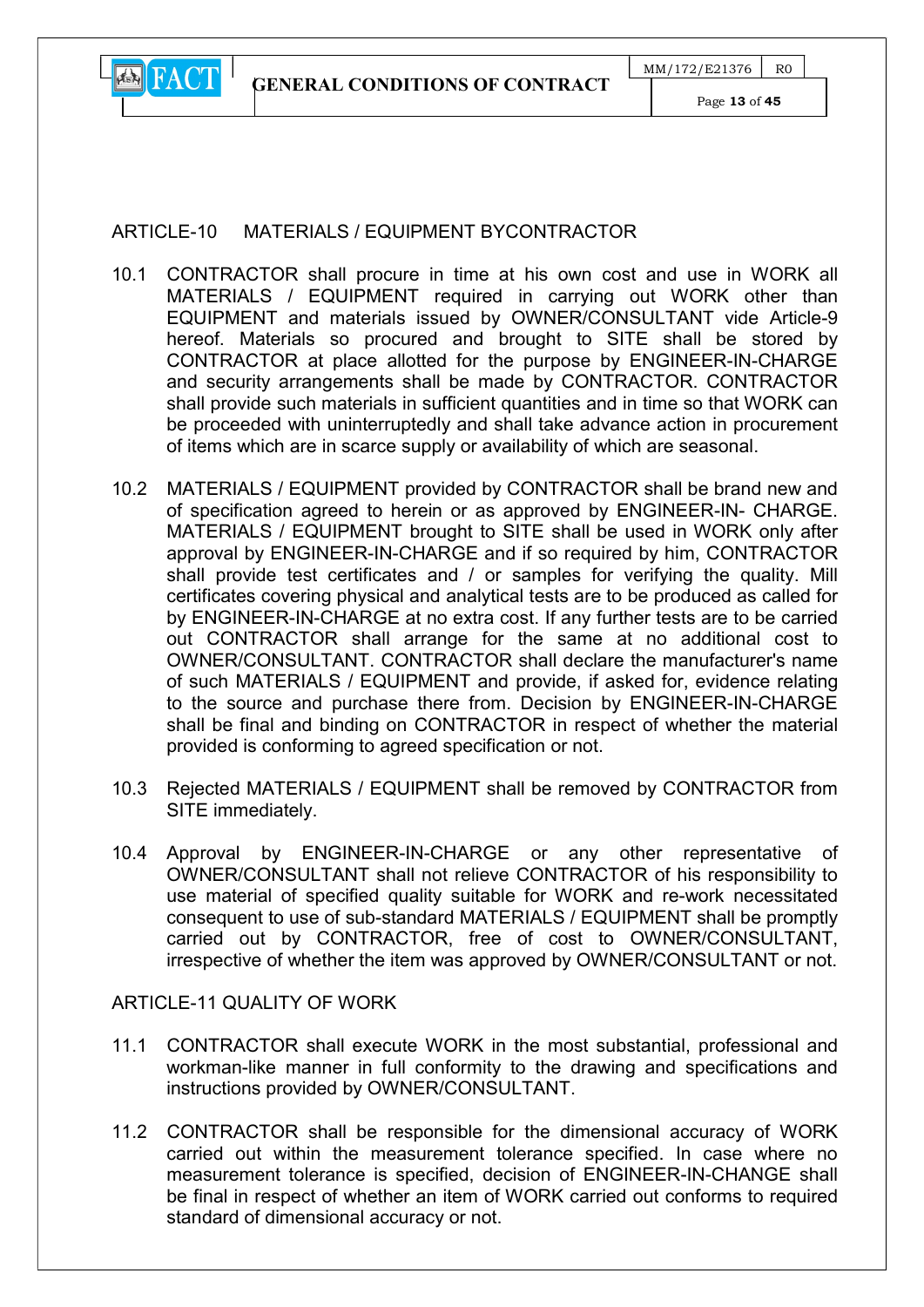## ARTICLE-10 MATERIALS / EQUIPMENT BYCONTRACTOR

10.1 CONTRACTOR shall procure in time at his own cost and use in WORK all MATERIALS / EQUIPMENT required in carrying out WORK other than EQUIPMENT and materials issued by OWNER/CONSULTANT vide Article-9 hereof. Materials so procured and brought to SITE shall be stored by CONTRACTOR at place allotted for the purpose by ENGINEER-IN-CHARGE and security arrangements shall be made by CONTRACTOR. CONTRACTOR shall provide such materials in sufficient quantities and in time so that WORK can be proceeded with uninterruptedly and shall take advance action in procurement of items which are in scarce supply or availability of which are seasonal.

10.2 MATERIALS / EQUIPMENT provided by CONTRACTOR shall be brand new and of specification agreed to herein or as approved by ENGINEER-IN- CHARGE. MATERIALS / EQUIPMENT brought to SITE shall be used in WORK only after approval by ENGINEER-IN-CHARGE and if so required by him, CONTRACTOR shall provide test certificates and / or samples for verifying the quality. Mill certificates covering physical and analytical tests are to be produced as called for by ENGINEER-IN-CHARGE at no extra cost. If any further tests are to be carried out CONTRACTOR shall arrange for the same at no additional cost to OWNER/CONSULTANT. CONTRACTOR shall declare the manufacturer's name of such MATERIALS / EQUIPMENT and provide, if asked for, evidence relating to the source and purchase there from. Decision by ENGINEER-IN-CHARGE shall be final and binding on CONTRACTOR in respect of whether the material provided is conforming to agreed specification or not.

10.3 Rejected MATERIALS / EQUIPMENT shall be removed by CONTRACTOR from SITE immediately.

10.4 Approval by ENGINEER-IN-CHARGE or any other representative of OWNER/CONSULTANT shall not relieve CONTRACTOR of his responsibility to use material of specified quality suitable for WORK and re-work necessitated consequent to use of sub-standard MATERIALS / EQUIPMENT shall be promptly carried out by CONTRACTOR, free of cost to OWNER/CONSULTANT, irrespective of whether the item was approved by OWNER/CONSULTANT or not.

## ARTICLE-11 QUALITY OF WORK

11.1 CONTRACTOR shall execute WORK in the most substantial, professional and workman-like manner in full conformity to the drawing and specifications and instructions provided by OWNER/CONSULTANT.

11.2 CONTRACTOR shall be responsible for the dimensional accuracy of WORK carried out within the measurement tolerance specified. In case where no measurement tolerance is specified, decision of ENGINEER-IN-CHANGE shall be final in respect of whether an item of WORK carried out conforms to required standard of dimensional accuracy or not.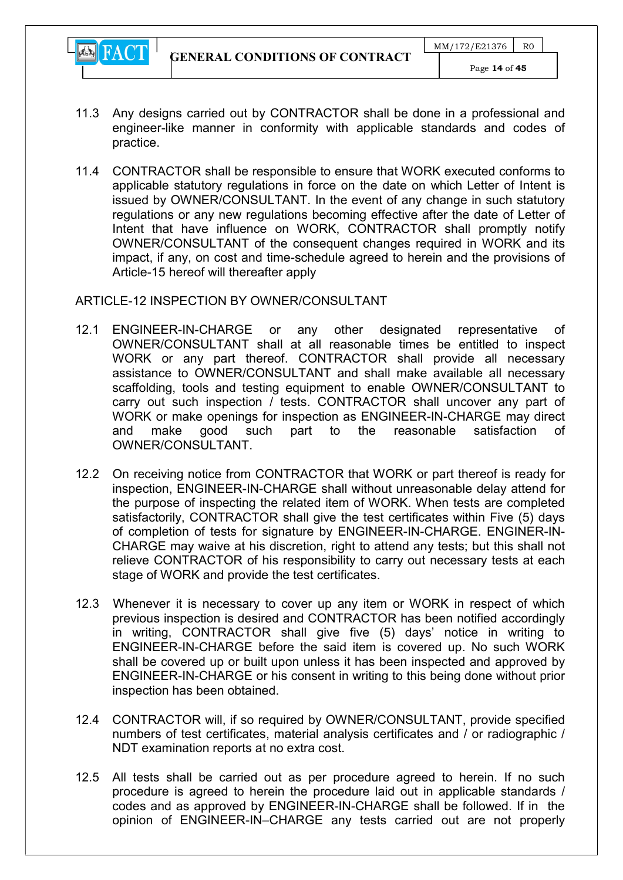11.3 Any designs carried out by CONTRACTOR shall be done in a professional and engineer-like manner in conformity with applicable standards and codes of practice.

11.4 CONTRACTOR shall be responsible to ensure that WORK executed conforms to applicable statutory regulations in force on the date on which Letter of Intent is issued by OWNER/CONSULTANT. In the event of any change in such statutory regulations or any new regulations becoming effective after the date of Letter of Intent that have influence on WORK, CONTRACTOR shall promptly notify OWNER/CONSULTANT of the consequent changes required in WORK and its impact, if any, on cost and time-schedule agreed to herein and the provisions of Article-15 hereof will thereafter apply

ARTICLE-12 INSPECTION BY OWNER/CONSULTANT

12.1 ENGINEER-IN-CHARGE or any other designated representative of OWNER/CONSULTANT shall at all reasonable times be entitled to inspect WORK or any part thereof. CONTRACTOR shall provide all necessary assistance to OWNER/CONSULTANT and shall make available all necessary scaffolding, tools and testing equipment to enable OWNER/CONSULTANT to carry out such inspection / tests. CONTRACTOR shall uncover any part of WORK or make openings for inspection as ENGINEER-IN-CHARGE may direct and make good such part to the reasonable satisfaction of OWNER/CONSULTANT.

12.2 On receiving notice from CONTRACTOR that WORK or part thereof is ready for inspection, ENGINEER-IN-CHARGE shall without unreasonable delay attend for the purpose of inspecting the related item of WORK. When tests are completed satisfactorily, CONTRACTOR shall give the test certificates within Five (5) days of completion of tests for signature by ENGINEER-IN-CHARGE. ENGINER-IN-CHARGE may waive at his discretion, right to attend any tests; but this shall not relieve CONTRACTOR of his responsibility to carry out necessary tests at each stage of WORK and provide the test certificates.

12.3 Whenever it is necessary to cover up any item or WORK in respect of which previous inspection is desired and CONTRACTOR has been notified accordingly in writing, CONTRACTOR shall give five (5) days' notice in writing to ENGINEER-IN-CHARGE before the said item is covered up. No such WORK shall be covered up or built upon unless it has been inspected and approved by ENGINEER-IN-CHARGE or his consent in writing to this being done without prior inspection has been obtained.

12.4 CONTRACTOR will, if so required by OWNER/CONSULTANT, provide specified numbers of test certificates, material analysis certificates and / or radiographic / NDT examination reports at no extra cost.

12.5 All tests shall be carried out as per procedure agreed to herein. If no such procedure is agreed to herein the procedure laid out in applicable standards / codes and as approved by ENGINEER-IN-CHARGE shall be followed. If in the opinion of ENGINEER-IN–CHARGE any tests carried out are not properly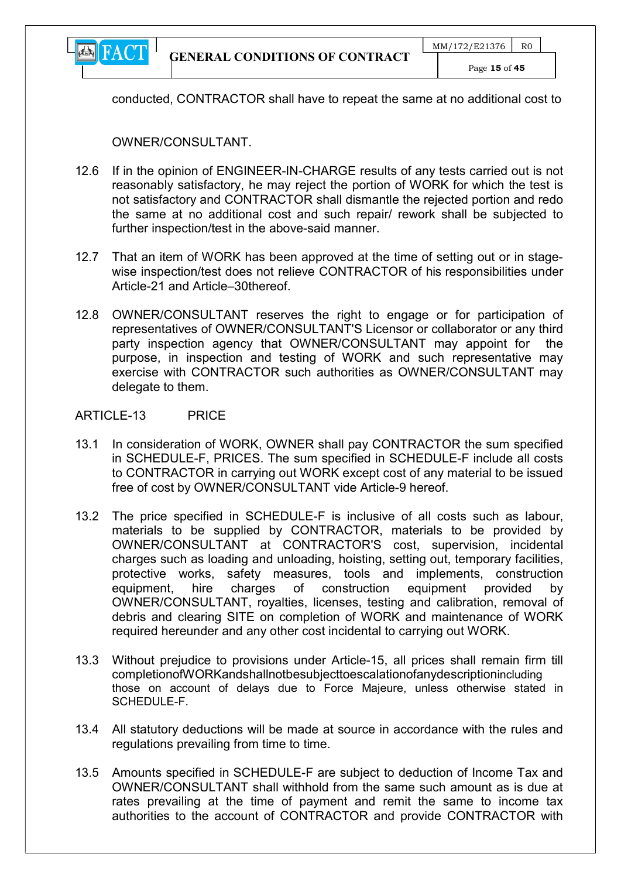conducted, CONTRACTOR shall have to repeat the same at no additional cost to

OWNER/CONSULTANT.

12.6 If in the opinion of ENGINEER-IN-CHARGE results of any tests carried out is not reasonably satisfactory, he may reject the portion of WORK for which the test is not satisfactory and CONTRACTOR shall dismantle the rejected portion and redo the same at no additional cost and such repair/ rework shall be subjected to further inspection/test in the above-said manner.

12.7 That an item of WORK has been approved at the time of setting out or in stage-wise inspection/test does not relieve CONTRACTOR of his responsibilities under Article-21 and Article–30thereof.

12.8 OWNER/CONSULTANT reserves the right to engage or for participation of representatives of OWNER/CONSULTANT'S Licensor or collaborator or any third party inspection agency that OWNER/CONSULTANT may appoint for the purpose, in inspection and testing of WORK and such representative may exercise with CONTRACTOR such authorities as OWNER/CONSULTANT may delegate to them.

ARTICLE-13 PRICE

13.1 In consideration of WORK, OWNER shall pay CONTRACTOR the sum specified in SCHEDULE-F, PRICES. The sum specified in SCHEDULE-F include all costs to CONTRACTOR in carrying out WORK except cost of any material to be issued free of cost by OWNER/CONSULTANT vide Article-9 hereof.

13.2 The price specified in SCHEDULE-F is inclusive of all costs such as labour, materials to be supplied by CONTRACTOR, materials to be provided by OWNER/CONSULTANT at CONTRACTOR'S cost, supervision, incidental charges such as loading and unloading, hoisting, setting out, temporary facilities, protective works, safety measures, tools and implements, construction equipment, hire charges of construction equipment provided by OWNER/CONSULTANT, royalties, licenses, testing and calibration, removal of debris and clearing SITE on completion of WORK and maintenance of WORK required hereunder and any other cost incidental to carrying out WORK.

13.3 Without prejudice to provisions under Article-15, all prices shall remain firm till completionofWORKandshallnotbesubjecttoescalationofanydescriptionincluding those on account of delays due to Force Majeure, unless otherwise stated in SCHEDULE-F.

13.4 All statutory deductions will be made at source in accordance with the rules and regulations prevailing from time to time.

13.5 Amounts specified in SCHEDULE-F are subject to deduction of Income Tax and OWNER/CONSULTANT shall withhold from the same such amount as is due at rates prevailing at the time of payment and remit the same to income tax authorities to the account of CONTRACTOR and provide CONTRACTOR with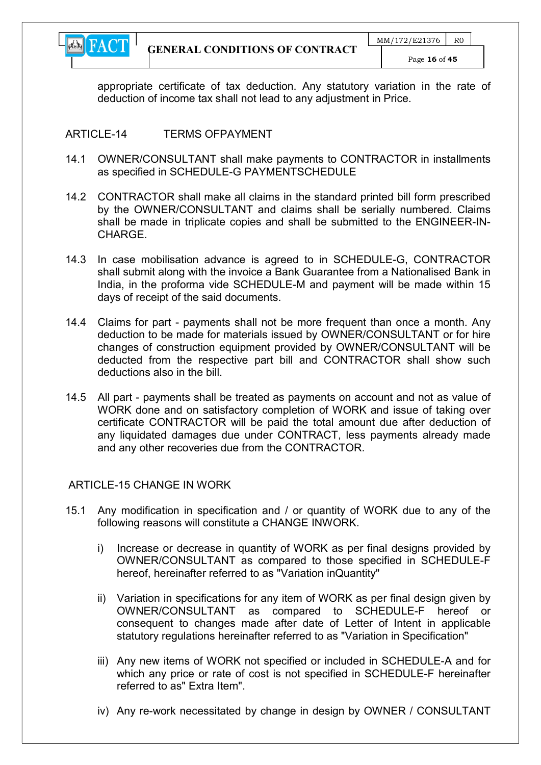appropriate certificate of tax deduction. Any statutory variation in the rate of deduction of income tax shall not lead to any adjustment in Price.

## ARTICLE-14 TERMS OFPAYMENT

14.1 OWNER/CONSULTANT shall make payments to CONTRACTOR in installments as specified in SCHEDULE-G PAYMENTSCHEDULE

14.2 CONTRACTOR shall make all claims in the standard printed bill form prescribed by the OWNER/CONSULTANT and claims shall be serially numbered. Claims shall be made in triplicate copies and shall be submitted to the ENGINEER-IN-CHARGE.

14.3 In case mobilisation advance is agreed to in SCHEDULE-G, CONTRACTOR shall submit along with the invoice a Bank Guarantee from a Nationalised Bank in India, in the proforma vide SCHEDULE-M and payment will be made within 15 days of receipt of the said documents.

14.4 Claims for part - payments shall not be more frequent than once a month. Any deduction to be made for materials issued by OWNER/CONSULTANT or for hire changes of construction equipment provided by OWNER/CONSULTANT will be deducted from the respective part bill and CONTRACTOR shall show such deductions also in the bill.

14.5 All part - payments shall be treated as payments on account and not as value of WORK done and on satisfactory completion of WORK and issue of taking over certificate CONTRACTOR will be paid the total amount due after deduction of any liquidated damages due under CONTRACT, less payments already made and any other recoveries due from the CONTRACTOR.

## ARTICLE-15 CHANGE IN WORK

15.1 Any modification in specification and / or quantity of WORK due to any of the following reasons will constitute a CHANGE INWORK.

i) Increase or decrease in quantity of WORK as per final designs provided by OWNER/CONSULTANT as compared to those specified in SCHEDULE-F hereof, hereinafter referred to as "Variation inQuantity"

ii) Variation in specifications for any item of WORK as per final design given by OWNER/CONSULTANT as compared to SCHEDULE-F hereof or consequent to changes made after date of Letter of Intent in applicable statutory regulations hereinafter referred to as "Variation in Specification"

iii) Any new items of WORK not specified or included in SCHEDULE-A and for which any price or rate of cost is not specified in SCHEDULE-F hereinafter referred to as" Extra Item".

iv) Any re-work necessitated by change in design by OWNER / CONSULTANT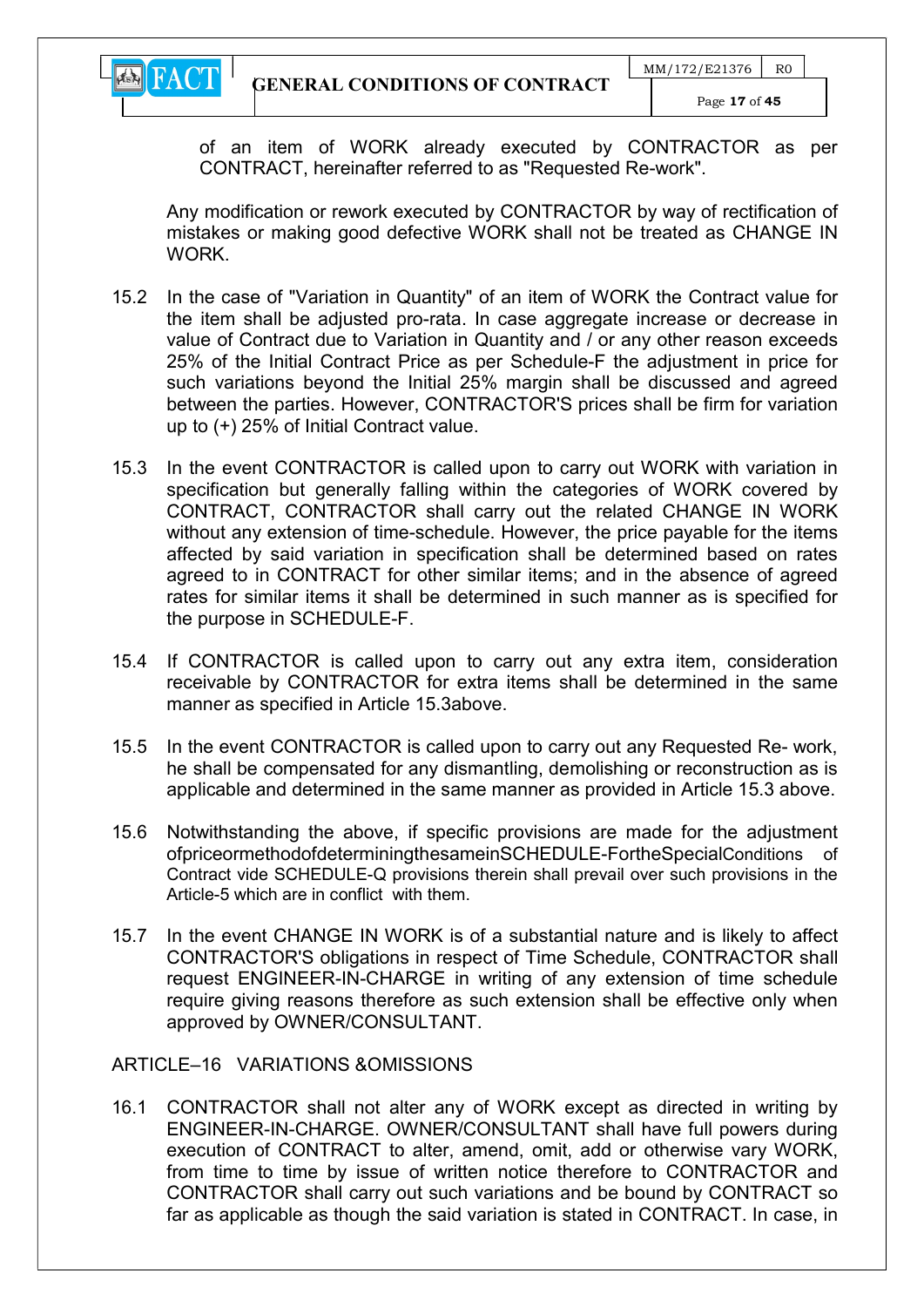of an item of WORK already executed by CONTRACTOR as per CONTRACT, hereinafter referred to as "Requested Re-work".

Any modification or rework executed by CONTRACTOR by way of rectification of mistakes or making good defective WORK shall not be treated as CHANGE IN WORK.

15.2 In the case of "Variation in Quantity" of an item of WORK the Contract value for the item shall be adjusted pro-rata. In case aggregate increase or decrease in value of Contract due to Variation in Quantity and / or any other reason exceeds 25% of the Initial Contract Price as per Schedule-F the adjustment in price for such variations beyond the Initial 25% margin shall be discussed and agreed between the parties. However, CONTRACTOR'S prices shall be firm for variation up to (+) 25% of Initial Contract value.

15.3 In the event CONTRACTOR is called upon to carry out WORK with variation in specification but generally falling within the categories of WORK covered by CONTRACT, CONTRACTOR shall carry out the related CHANGE IN WORK without any extension of time-schedule. However, the price payable for the items affected by said variation in specification shall be determined based on rates agreed to in CONTRACT for other similar items; and in the absence of agreed rates for similar items it shall be determined in such manner as is specified for the purpose in SCHEDULE-F.

15.4 If CONTRACTOR is called upon to carry out any extra item, consideration receivable by CONTRACTOR for extra items shall be determined in the same manner as specified in Article 15.3above.

15.5 In the event CONTRACTOR is called upon to carry out any Requested Re- work, he shall be compensated for any dismantling, demolishing or reconstruction as is applicable and determined in the same manner as provided in Article 15.3 above.

15.6 Notwithstanding the above, if specific provisions are made for the adjustment ofpriceormethodofdeterminingthesameinSCHEDULE-FortheSpecialConditions of Contract vide SCHEDULE-Q provisions therein shall prevail over such provisions in the Article-5 which are in conflict with them.

15.7 In the event CHANGE IN WORK is of a substantial nature and is likely to affect CONTRACTOR'S obligations in respect of Time Schedule, CONTRACTOR shall request ENGINEER-IN-CHARGE in writing of any extension of time schedule require giving reasons therefore as such extension shall be effective only when approved by OWNER/CONSULTANT.

## ARTICLE–16 VARIATIONS &OMISSIONS

16.1 CONTRACTOR shall not alter any of WORK except as directed in writing by ENGINEER-IN-CHARGE. OWNER/CONSULTANT shall have full powers during execution of CONTRACT to alter, amend, omit, add or otherwise vary WORK, from time to time by issue of written notice therefore to CONTRACTOR and CONTRACTOR shall carry out such variations and be bound by CONTRACT so far as applicable as though the said variation is stated in CONTRACT. In case, in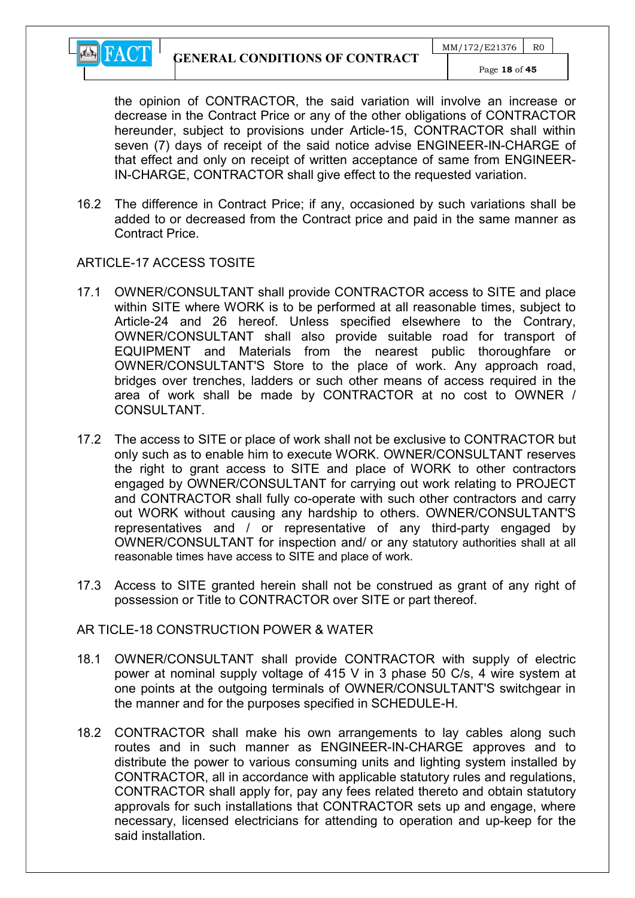the opinion of CONTRACTOR, the said variation will involve an increase or decrease in the Contract Price or any of the other obligations of CONTRACTOR hereunder, subject to provisions under Article-15, CONTRACTOR shall within seven (7) days of receipt of the said notice advise ENGINEER-IN-CHARGE of that effect and only on receipt of written acceptance of same from ENGINEER-IN-CHARGE, CONTRACTOR shall give effect to the requested variation.

16.2 The difference in Contract Price; if any, occasioned by such variations shall be added to or decreased from the Contract price and paid in the same manner as Contract Price.

ARTICLE-17 ACCESS TOSITE

17.1 OWNER/CONSULTANT shall provide CONTRACTOR access to SITE and place within SITE where WORK is to be performed at all reasonable times, subject to Article-24 and 26 hereof. Unless specified elsewhere to the Contrary, OWNER/CONSULTANT shall also provide suitable road for transport of EQUIPMENT and Materials from the nearest public thoroughfare or OWNER/CONSULTANT'S Store to the place of work. Any approach road, bridges over trenches, ladders or such other means of access required in the area of work shall be made by CONTRACTOR at no cost to OWNER / CONSULTANT.

17.2 The access to SITE or place of work shall not be exclusive to CONTRACTOR but only such as to enable him to execute WORK. OWNER/CONSULTANT reserves the right to grant access to SITE and place of WORK to other contractors engaged by OWNER/CONSULTANT for carrying out work relating to PROJECT and CONTRACTOR shall fully co-operate with such other contractors and carry out WORK without causing any hardship to others. OWNER/CONSULTANT'S representatives and / or representative of any third-party engaged by OWNER/CONSULTANT for inspection and/ or any statutory authorities shall at all reasonable times have access to SITE and place of work.

17.3 Access to SITE granted herein shall not be construed as grant of any right of possession or Title to CONTRACTOR over SITE or part thereof.

AR TICLE-18 CONSTRUCTION POWER & WATER

18.1 OWNER/CONSULTANT shall provide CONTRACTOR with supply of electric power at nominal supply voltage of 415 V in 3 phase 50 C/s, 4 wire system at one points at the outgoing terminals of OWNER/CONSULTANT'S switchgear in the manner and for the purposes specified in SCHEDULE-H.

18.2 CONTRACTOR shall make his own arrangements to lay cables along such routes and in such manner as ENGINEER-IN-CHARGE approves and to distribute the power to various consuming units and lighting system installed by CONTRACTOR, all in accordance with applicable statutory rules and regulations, CONTRACTOR shall apply for, pay any fees related thereto and obtain statutory approvals for such installations that CONTRACTOR sets up and engage, where necessary, licensed electricians for attending to operation and up-keep for the said installation.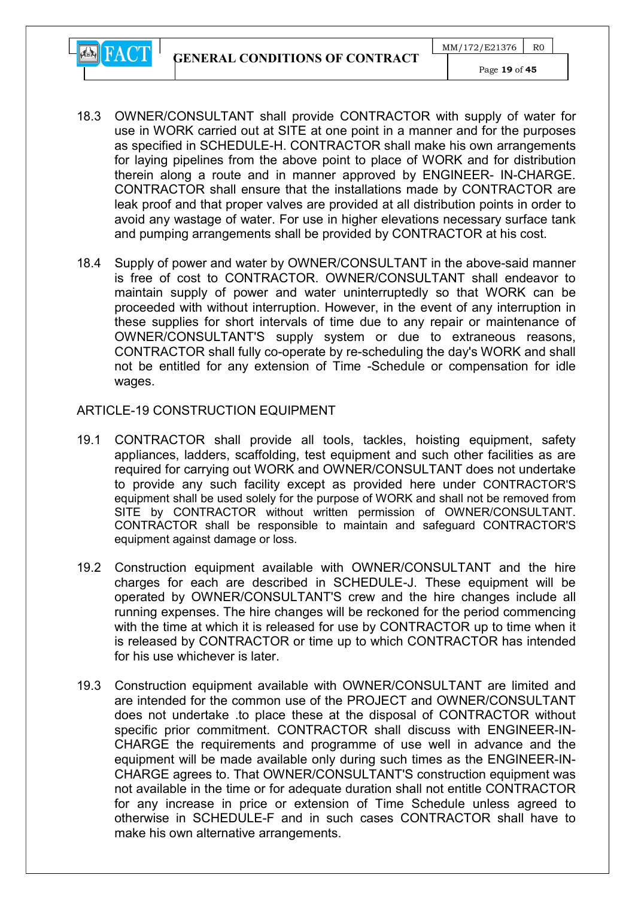18.3 OWNER/CONSULTANT shall provide CONTRACTOR with supply of water for use in WORK carried out at SITE at one point in a manner and for the purposes as specified in SCHEDULE-H. CONTRACTOR shall make his own arrangements for laying pipelines from the above point to place of WORK and for distribution therein along a route and in manner approved by ENGINEER- IN-CHARGE. CONTRACTOR shall ensure that the installations made by CONTRACTOR are leak proof and that proper valves are provided at all distribution points in order to avoid any wastage of water. For use in higher elevations necessary surface tank and pumping arrangements shall be provided by CONTRACTOR at his cost.

18.4 Supply of power and water by OWNER/CONSULTANT in the above-said manner is free of cost to CONTRACTOR. OWNER/CONSULTANT shall endeavor to maintain supply of power and water uninterruptedly so that WORK can be proceeded with without interruption. However, in the event of any interruption in these supplies for short intervals of time due to any repair or maintenance of OWNER/CONSULTANT'S supply system or due to extraneous reasons, CONTRACTOR shall fully co-operate by re-scheduling the day's WORK and shall not be entitled for any extension of Time -Schedule or compensation for idle wages.

ARTICLE-19 CONSTRUCTION EQUIPMENT

19.1 CONTRACTOR shall provide all tools, tackles, hoisting equipment, safety appliances, ladders, scaffolding, test equipment and such other facilities as are required for carrying out WORK and OWNER/CONSULTANT does not undertake to provide any such facility except as provided here under CONTRACTOR'S equipment shall be used solely for the purpose of WORK and shall not be removed from SITE by CONTRACTOR without written permission of OWNER/CONSULTANT. CONTRACTOR shall be responsible to maintain and safeguard CONTRACTOR'S equipment against damage or loss.

19.2 Construction equipment available with OWNER/CONSULTANT and the hire charges for each are described in SCHEDULE-J. These equipment will be operated by OWNER/CONSULTANT'S crew and the hire changes include all running expenses. The hire changes will be reckoned for the period commencing with the time at which it is released for use by CONTRACTOR up to time when it is released by CONTRACTOR or time up to which CONTRACTOR has intended for his use whichever is later.

19.3 Construction equipment available with OWNER/CONSULTANT are limited and are intended for the common use of the PROJECT and OWNER/CONSULTANT does not undertake .to place these at the disposal of CONTRACTOR without specific prior commitment. CONTRACTOR shall discuss with ENGINEER-IN-CHARGE the requirements and programme of use well in advance and the equipment will be made available only during such times as the ENGINEER-IN-CHARGE agrees to. That OWNER/CONSULTANT'S construction equipment was not available in the time or for adequate duration shall not entitle CONTRACTOR for any increase in price or extension of Time Schedule unless agreed to otherwise in SCHEDULE-F and in such cases CONTRACTOR shall have to make his own alternative arrangements.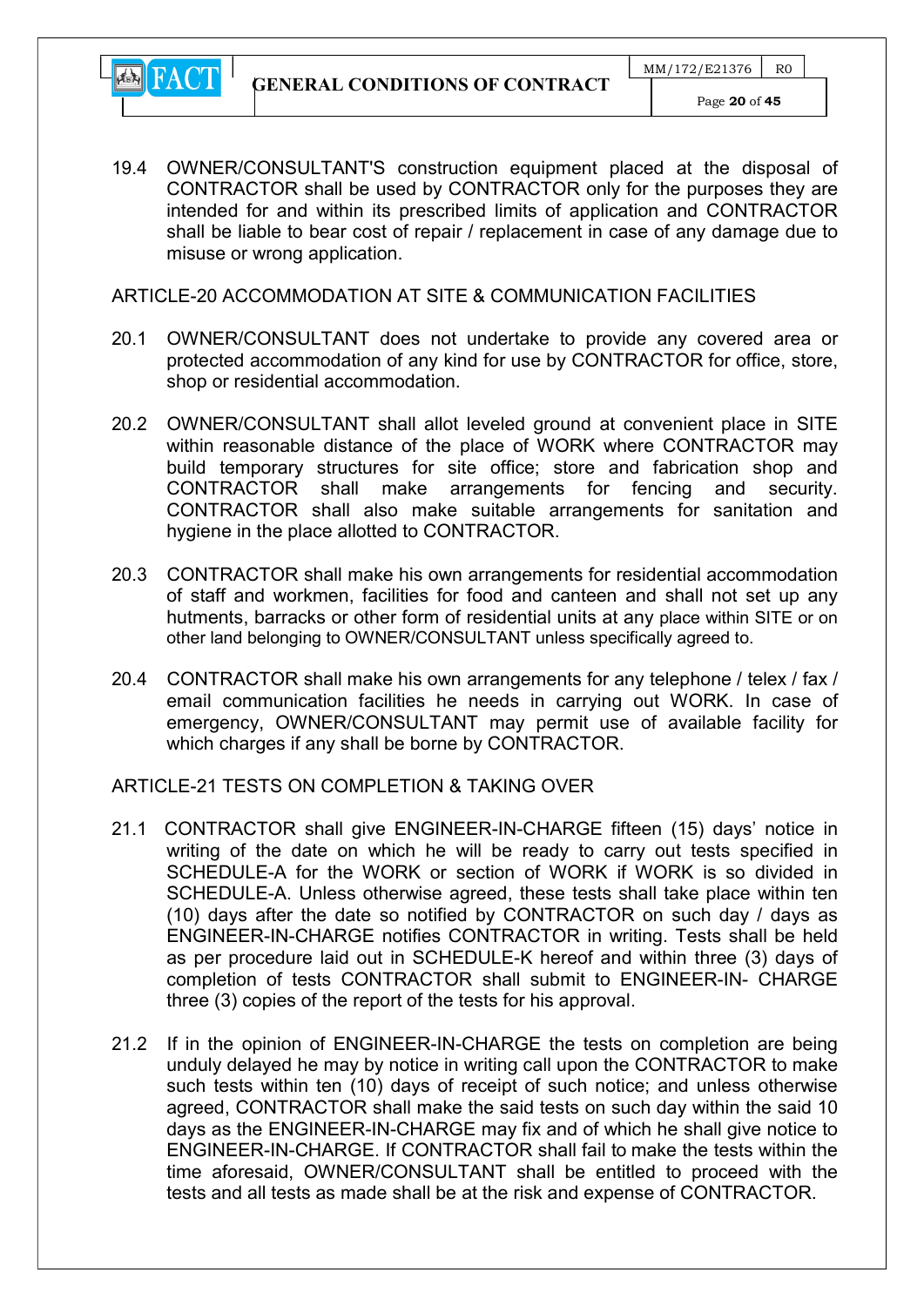19.4 OWNER/CONSULTANT'S construction equipment placed at the disposal of CONTRACTOR shall be used by CONTRACTOR only for the purposes they are intended for and within its prescribed limits of application and CONTRACTOR shall be liable to bear cost of repair / replacement in case of any damage due to misuse or wrong application.

## ARTICLE-20 ACCOMMODATION AT SITE & COMMUNICATION FACILITIES

20.1 OWNER/CONSULTANT does not undertake to provide any covered area or protected accommodation of any kind for use by CONTRACTOR for office, store, shop or residential accommodation.

20.2 OWNER/CONSULTANT shall allot leveled ground at convenient place in SITE within reasonable distance of the place of WORK where CONTRACTOR may build temporary structures for site office; store and fabrication shop and CONTRACTOR shall make arrangements for fencing and security. CONTRACTOR shall also make suitable arrangements for sanitation and hygiene in the place allotted to CONTRACTOR.

20.3 CONTRACTOR shall make his own arrangements for residential accommodation of staff and workmen, facilities for food and canteen and shall not set up any hutments, barracks or other form of residential units at any place within SITE or on other land belonging to OWNER/CONSULTANT unless specifically agreed to.

20.4 CONTRACTOR shall make his own arrangements for any telephone / telex / fax / email communication facilities he needs in carrying out WORK. In case of emergency, OWNER/CONSULTANT may permit use of available facility for which charges if any shall be borne by CONTRACTOR.

## ARTICLE-21 TESTS ON COMPLETION & TAKING OVER

21.1 CONTRACTOR shall give ENGINEER-IN-CHARGE fifteen (15) days' notice in writing of the date on which he will be ready to carry out tests specified in SCHEDULE-A for the WORK or section of WORK if WORK is so divided in SCHEDULE-A. Unless otherwise agreed, these tests shall take place within ten (10) days after the date so notified by CONTRACTOR on such day / days as ENGINEER-IN-CHARGE notifies CONTRACTOR in writing. Tests shall be held as per procedure laid out in SCHEDULE-K hereof and within three (3) days of completion of tests CONTRACTOR shall submit to ENGINEER-IN- CHARGE three (3) copies of the report of the tests for his approval.

21.2 If in the opinion of ENGINEER-IN-CHARGE the tests on completion are being unduly delayed he may by notice in writing call upon the CONTRACTOR to make such tests within ten (10) days of receipt of such notice; and unless otherwise agreed, CONTRACTOR shall make the said tests on such day within the said 10 days as the ENGINEER-IN-CHARGE may fix and of which he shall give notice to ENGINEER-IN-CHARGE. If CONTRACTOR shall fail to make the tests within the time aforesaid, OWNER/CONSULTANT shall be entitled to proceed with the tests and all tests as made shall be at the risk and expense of CONTRACTOR.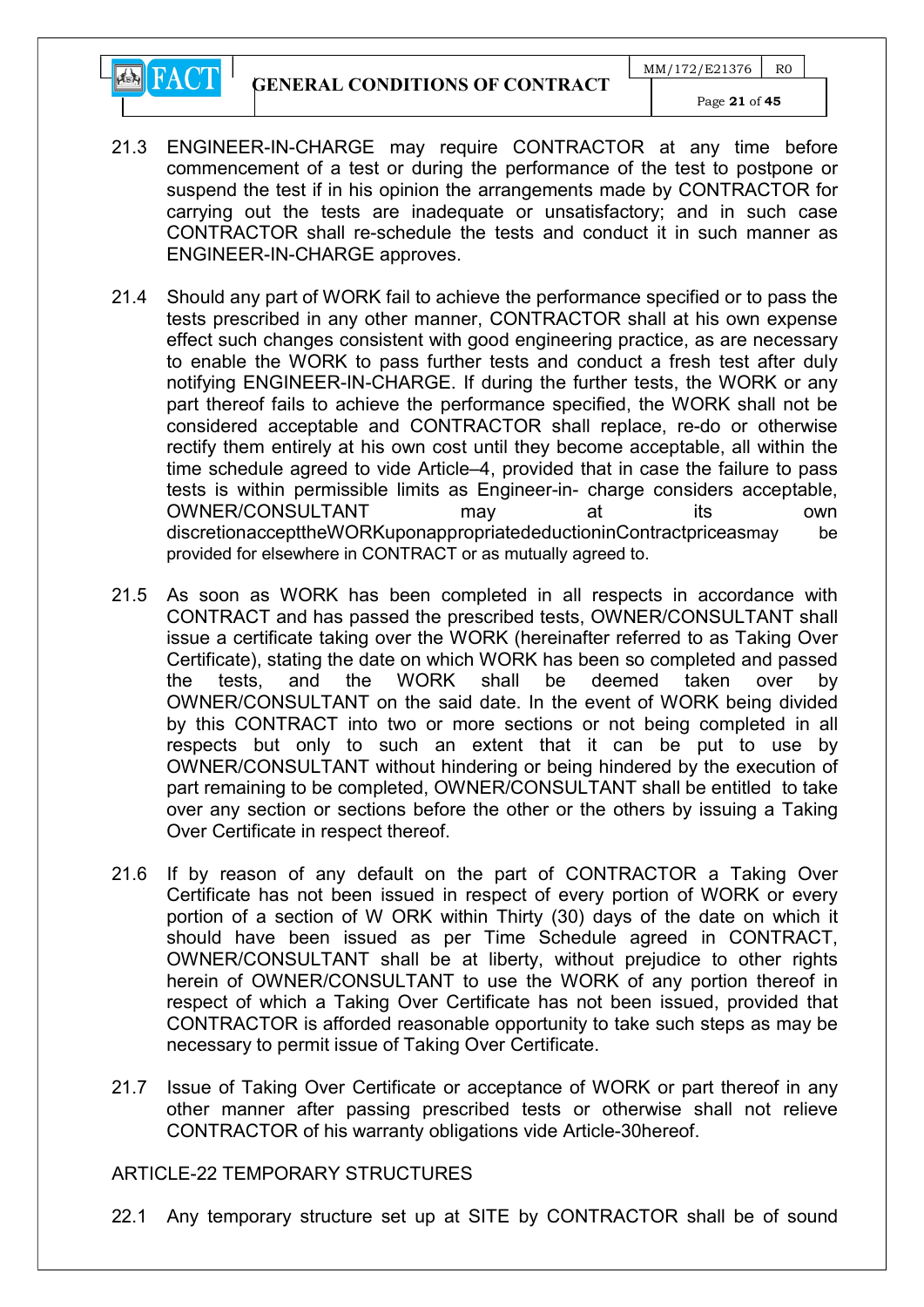21.3 ENGINEER-IN-CHARGE may require CONTRACTOR at any time before commencement of a test or during the performance of the test to postpone or suspend the test if in his opinion the arrangements made by CONTRACTOR for carrying out the tests are inadequate or unsatisfactory; and in such case CONTRACTOR shall re-schedule the tests and conduct it in such manner as ENGINEER-IN-CHARGE approves.

21.4 Should any part of WORK fail to achieve the performance specified or to pass the tests prescribed in any other manner, CONTRACTOR shall at his own expense effect such changes consistent with good engineering practice, as are necessary to enable the WORK to pass further tests and conduct a fresh test after duly notifying ENGINEER-IN-CHARGE. If during the further tests, the WORK or any part thereof fails to achieve the performance specified, the WORK shall not be considered acceptable and CONTRACTOR shall replace, re-do or otherwise rectify them entirely at his own cost until they become acceptable, all within the time schedule agreed to vide Article–4, provided that in case the failure to pass tests is within permissible limits as Engineer-in- charge considers acceptable, OWNER/CONSULTANT may at its own discretionaccepttheWORKuponappropriatedeductioninContractpriceasmay be provided for elsewhere in CONTRACT or as mutually agreed to.

21.5 As soon as WORK has been completed in all respects in accordance with CONTRACT and has passed the prescribed tests, OWNER/CONSULTANT shall issue a certificate taking over the WORK (hereinafter referred to as Taking Over Certificate), stating the date on which WORK has been so completed and passed the tests, and the WORK shall be deemed taken over by OWNER/CONSULTANT on the said date. In the event of WORK being divided by this CONTRACT into two or more sections or not being completed in all respects but only to such an extent that it can be put to use by OWNER/CONSULTANT without hindering or being hindered by the execution of part remaining to be completed, OWNER/CONSULTANT shall be entitled to take over any section or sections before the other or the others by issuing a Taking Over Certificate in respect thereof.

21.6 If by reason of any default on the part of CONTRACTOR a Taking Over Certificate has not been issued in respect of every portion of WORK or every portion of a section of W ORK within Thirty (30) days of the date on which it should have been issued as per Time Schedule agreed in CONTRACT, OWNER/CONSULTANT shall be at liberty, without prejudice to other rights herein of OWNER/CONSULTANT to use the WORK of any portion thereof in respect of which a Taking Over Certificate has not been issued, provided that CONTRACTOR is afforded reasonable opportunity to take such steps as may be necessary to permit issue of Taking Over Certificate.

21.7 Issue of Taking Over Certificate or acceptance of WORK or part thereof in any other manner after passing prescribed tests or otherwise shall not relieve CONTRACTOR of his warranty obligations vide Article-30hereof.

## ARTICLE-22 TEMPORARY STRUCTURES

22.1 Any temporary structure set up at SITE by CONTRACTOR shall be of sound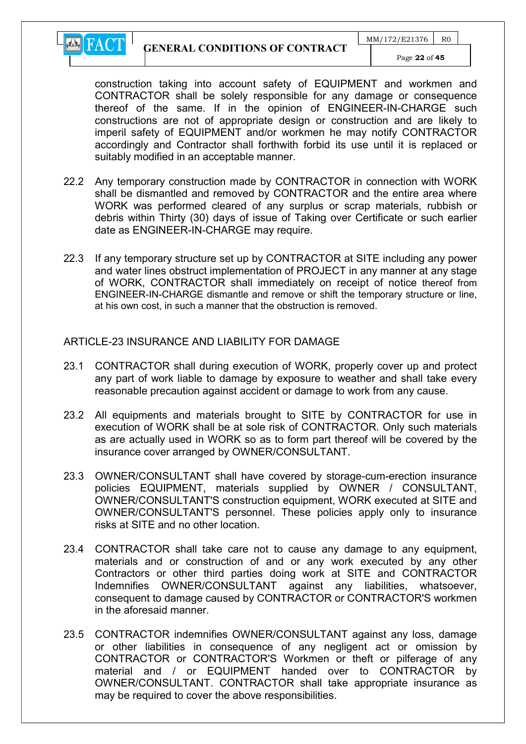construction taking into account safety of EQUIPMENT and workmen and CONTRACTOR shall be solely responsible for any damage or consequence thereof of the same. If in the opinion of ENGINEER-IN-CHARGE such constructions are not of appropriate design or construction and are likely to imperil safety of EQUIPMENT and/or workmen he may notify CONTRACTOR accordingly and Contractor shall forthwith forbid its use until it is replaced or suitably modified in an acceptable manner.

22.2 Any temporary construction made by CONTRACTOR in connection with WORK shall be dismantled and removed by CONTRACTOR and the entire area where WORK was performed cleared of any surplus or scrap materials, rubbish or debris within Thirty (30) days of issue of Taking over Certificate or such earlier date as ENGINEER-IN-CHARGE may require.

22.3 If any temporary structure set up by CONTRACTOR at SITE including any power and water lines obstruct implementation of PROJECT in any manner at any stage of WORK, CONTRACTOR shall immediately on receipt of notice thereof from ENGINEER-IN-CHARGE dismantle and remove or shift the temporary structure or line, at his own cost, in such a manner that the obstruction is removed.

## ARTICLE-23 INSURANCE AND LIABILITY FOR DAMAGE

23.1 CONTRACTOR shall during execution of WORK, properly cover up and protect any part of work liable to damage by exposure to weather and shall take every reasonable precaution against accident or damage to work from any cause.

23.2 All equipments and materials brought to SITE by CONTRACTOR for use in execution of WORK shall be at sole risk of CONTRACTOR. Only such materials as are actually used in WORK so as to form part thereof will be covered by the insurance cover arranged by OWNER/CONSULTANT.

23.3 OWNER/CONSULTANT shall have covered by storage-cum-erection insurance policies EQUIPMENT, materials supplied by OWNER / CONSULTANT, OWNER/CONSULTANT'S construction equipment, WORK executed at SITE and OWNER/CONSULTANT'S personnel. These policies apply only to insurance risks at SITE and no other location.

23.4 CONTRACTOR shall take care not to cause any damage to any equipment, materials and or construction of and or any work executed by any other Contractors or other third parties doing work at SITE and CONTRACTOR Indemnifies OWNER/CONSULTANT against any liabilities, whatsoever, consequent to damage caused by CONTRACTOR or CONTRACTOR'S workmen in the aforesaid manner.

23.5 CONTRACTOR indemnifies OWNER/CONSULTANT against any loss, damage or other liabilities in consequence of any negligent act or omission by CONTRACTOR or CONTRACTOR'S Workmen or theft or pilferage of any material and / or EQUIPMENT handed over to CONTRACTOR by OWNER/CONSULTANT. CONTRACTOR shall take appropriate insurance as may be required to cover the above responsibilities.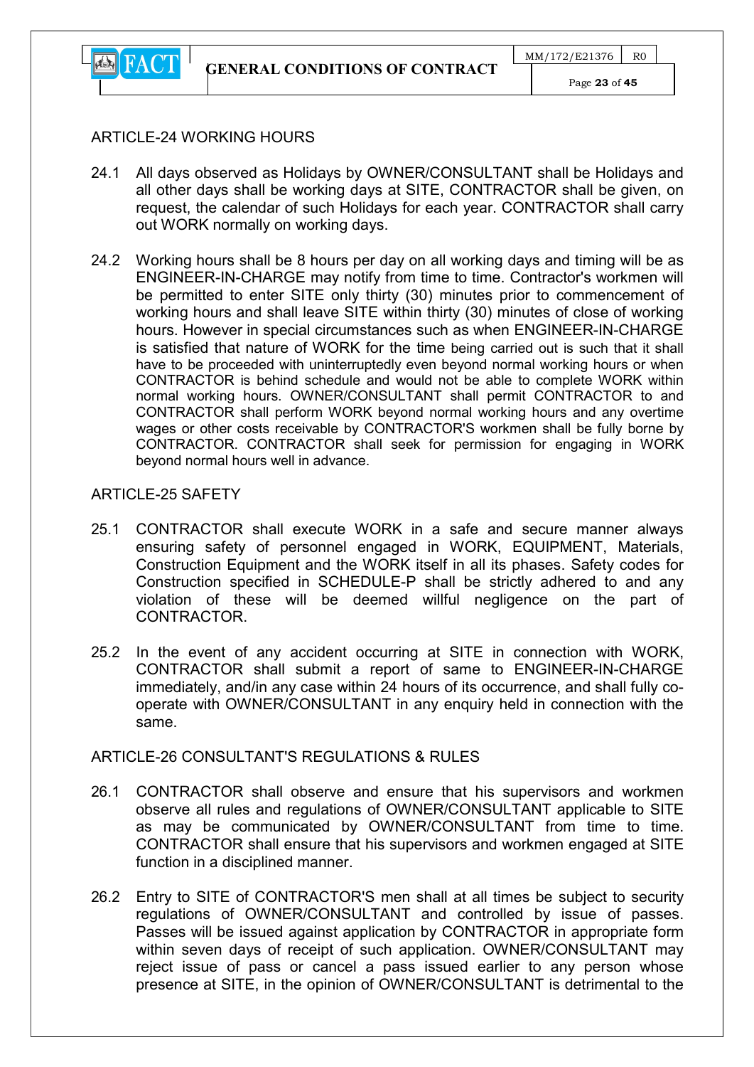## ARTICLE-24 WORKING HOURS

24.1 All days observed as Holidays by OWNER/CONSULTANT shall be Holidays and all other days shall be working days at SITE, CONTRACTOR shall be given, on request, the calendar of such Holidays for each year. CONTRACTOR shall carry out WORK normally on working days.

24.2 Working hours shall be 8 hours per day on all working days and timing will be as ENGINEER-IN-CHARGE may notify from time to time. Contractor's workmen will be permitted to enter SITE only thirty (30) minutes prior to commencement of working hours and shall leave SITE within thirty (30) minutes of close of working hours. However in special circumstances such as when ENGINEER-IN-CHARGE is satisfied that nature of WORK for the time being carried out is such that it shall have to be proceeded with uninterruptedly even beyond normal working hours or when CONTRACTOR is behind schedule and would not be able to complete WORK within normal working hours. OWNER/CONSULTANT shall permit CONTRACTOR to and CONTRACTOR shall perform WORK beyond normal working hours and any overtime wages or other costs receivable by CONTRACTOR'S workmen shall be fully borne by CONTRACTOR. CONTRACTOR shall seek for permission for engaging in WORK beyond normal hours well in advance.

## ARTICLE-25 SAFETY

25.1 CONTRACTOR shall execute WORK in a safe and secure manner always ensuring safety of personnel engaged in WORK, EQUIPMENT, Materials, Construction Equipment and the WORK itself in all its phases. Safety codes for Construction specified in SCHEDULE-P shall be strictly adhered to and any violation of these will be deemed willful negligence on the part of CONTRACTOR.

25.2 In the event of any accident occurring at SITE in connection with WORK, CONTRACTOR shall submit a report of same to ENGINEER-IN-CHARGE immediately, and/in any case within 24 hours of its occurrence, and shall fully co-operate with OWNER/CONSULTANT in any enquiry held in connection with the same.

## ARTICLE-26 CONSULTANT'S REGULATIONS & RULES

26.1 CONTRACTOR shall observe and ensure that his supervisors and workmen observe all rules and regulations of OWNER/CONSULTANT applicable to SITE as may be communicated by OWNER/CONSULTANT from time to time. CONTRACTOR shall ensure that his supervisors and workmen engaged at SITE function in a disciplined manner.

26.2 Entry to SITE of CONTRACTOR'S men shall at all times be subject to security regulations of OWNER/CONSULTANT and controlled by issue of passes. Passes will be issued against application by CONTRACTOR in appropriate form within seven days of receipt of such application. OWNER/CONSULTANT may reject issue of pass or cancel a pass issued earlier to any person whose presence at SITE, in the opinion of OWNER/CONSULTANT is detrimental to the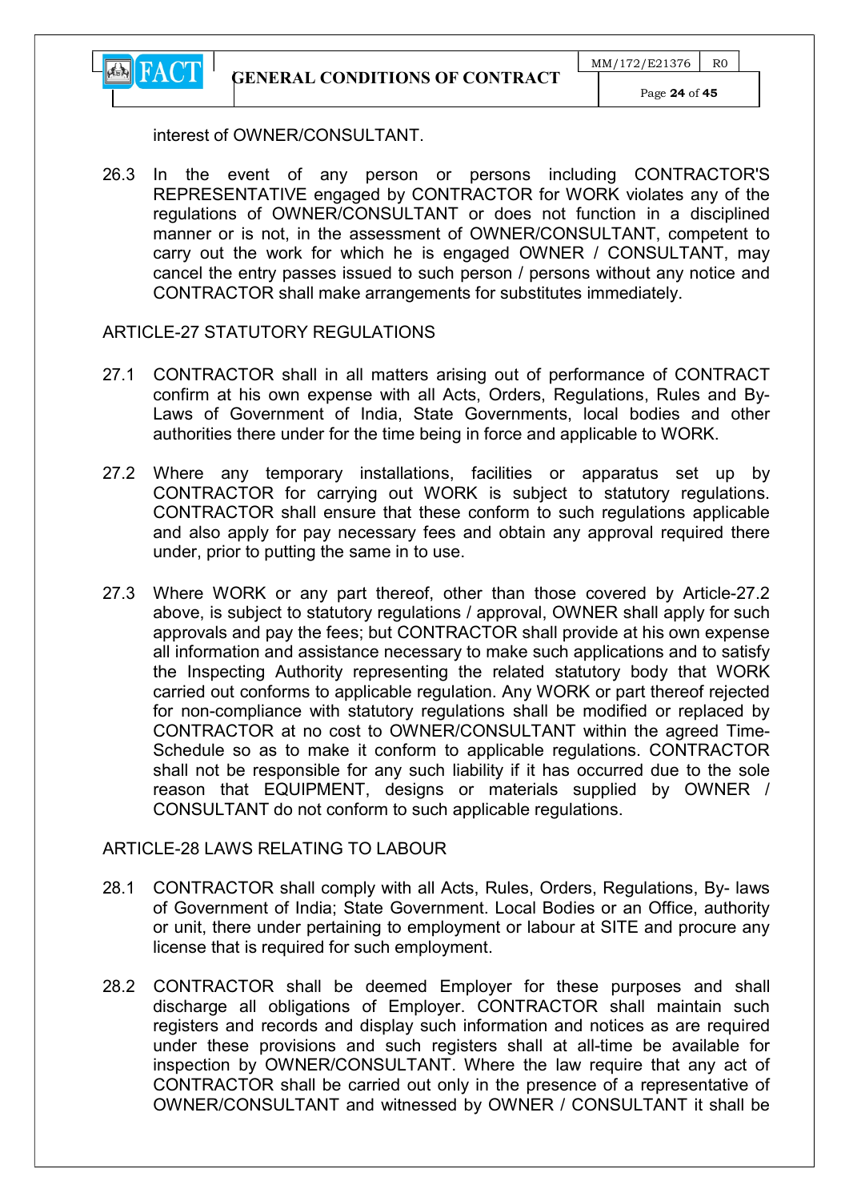interest of OWNER/CONSULTANT.

26.3 In the event of any person or persons including CONTRACTOR'S REPRESENTATIVE engaged by CONTRACTOR for WORK violates any of the regulations of OWNER/CONSULTANT or does not function in a disciplined manner or is not, in the assessment of OWNER/CONSULTANT, competent to carry out the work for which he is engaged OWNER / CONSULTANT, may cancel the entry passes issued to such person / persons without any notice and CONTRACTOR shall make arrangements for substitutes immediately.

## ARTICLE-27 STATUTORY REGULATIONS

27.1 CONTRACTOR shall in all matters arising out of performance of CONTRACT confirm at his own expense with all Acts, Orders, Regulations, Rules and By-Laws of Government of India, State Governments, local bodies and other authorities there under for the time being in force and applicable to WORK.

27.2 Where any temporary installations, facilities or apparatus set up by CONTRACTOR for carrying out WORK is subject to statutory regulations. CONTRACTOR shall ensure that these conform to such regulations applicable and also apply for pay necessary fees and obtain any approval required there under, prior to putting the same in to use.

27.3 Where WORK or any part thereof, other than those covered by Article-27.2 above, is subject to statutory regulations / approval, OWNER shall apply for such approvals and pay the fees; but CONTRACTOR shall provide at his own expense all information and assistance necessary to make such applications and to satisfy the Inspecting Authority representing the related statutory body that WORK carried out conforms to applicable regulation. Any WORK or part thereof rejected for non-compliance with statutory regulations shall be modified or replaced by CONTRACTOR at no cost to OWNER/CONSULTANT within the agreed Time-Schedule so as to make it conform to applicable regulations. CONTRACTOR shall not be responsible for any such liability if it has occurred due to the sole reason that EQUIPMENT, designs or materials supplied by OWNER / CONSULTANT do not conform to such applicable regulations.

## ARTICLE-28 LAWS RELATING TO LABOUR

28.1 CONTRACTOR shall comply with all Acts, Rules, Orders, Regulations, By- laws of Government of India; State Government. Local Bodies or an Office, authority or unit, there under pertaining to employment or labour at SITE and procure any license that is required for such employment.

28.2 CONTRACTOR shall be deemed Employer for these purposes and shall discharge all obligations of Employer. CONTRACTOR shall maintain such registers and records and display such information and notices as are required under these provisions and such registers shall at all-time be available for inspection by OWNER/CONSULTANT. Where the law require that any act of CONTRACTOR shall be carried out only in the presence of a representative of OWNER/CONSULTANT and witnessed by OWNER / CONSULTANT it shall be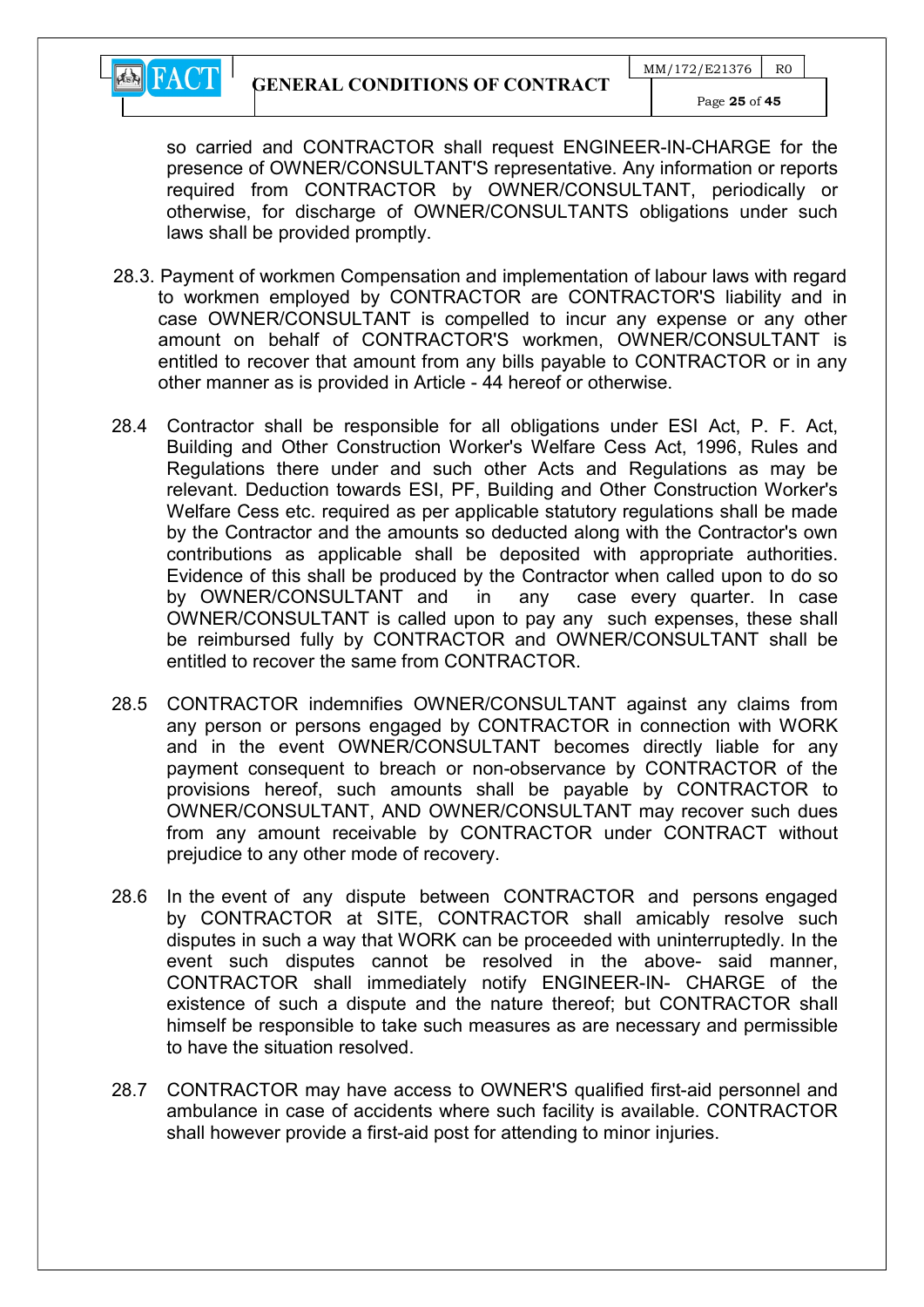so carried and CONTRACTOR shall request ENGINEER-IN-CHARGE for the presence of OWNER/CONSULTANT'S representative. Any information or reports required from CONTRACTOR by OWNER/CONSULTANT, periodically or otherwise, for discharge of OWNER/CONSULTANTS obligations under such laws shall be provided promptly.

28.3. Payment of workmen Compensation and implementation of labour laws with regard to workmen employed by CONTRACTOR are CONTRACTOR'S liability and in case OWNER/CONSULTANT is compelled to incur any expense or any other amount on behalf of CONTRACTOR'S workmen, OWNER/CONSULTANT is entitled to recover that amount from any bills payable to CONTRACTOR or in any other manner as is provided in Article - 44 hereof or otherwise.

28.4 Contractor shall be responsible for all obligations under ESI Act, P. F. Act, Building and Other Construction Worker's Welfare Cess Act, 1996, Rules and Regulations there under and such other Acts and Regulations as may be relevant. Deduction towards ESI, PF, Building and Other Construction Worker's Welfare Cess etc. required as per applicable statutory regulations shall be made by the Contractor and the amounts so deducted along with the Contractor's own contributions as applicable shall be deposited with appropriate authorities. Evidence of this shall be produced by the Contractor when called upon to do so by OWNER/CONSULTANT and in any case every quarter. In case OWNER/CONSULTANT is called upon to pay any such expenses, these shall be reimbursed fully by CONTRACTOR and OWNER/CONSULTANT shall be entitled to recover the same from CONTRACTOR.

28.5 CONTRACTOR indemnifies OWNER/CONSULTANT against any claims from any person or persons engaged by CONTRACTOR in connection with WORK and in the event OWNER/CONSULTANT becomes directly liable for any payment consequent to breach or non-observance by CONTRACTOR of the provisions hereof, such amounts shall be payable by CONTRACTOR to OWNER/CONSULTANT, AND OWNER/CONSULTANT may recover such dues from any amount receivable by CONTRACTOR under CONTRACT without prejudice to any other mode of recovery.

28.6 In the event of any dispute between CONTRACTOR and persons engaged by CONTRACTOR at SITE, CONTRACTOR shall amicably resolve such disputes in such a way that WORK can be proceeded with uninterruptedly. In the event such disputes cannot be resolved in the above- said manner, CONTRACTOR shall immediately notify ENGINEER-IN- CHARGE of the existence of such a dispute and the nature thereof; but CONTRACTOR shall himself be responsible to take such measures as are necessary and permissible to have the situation resolved.

28.7 CONTRACTOR may have access to OWNER'S qualified first-aid personnel and ambulance in case of accidents where such facility is available. CONTRACTOR shall however provide a first-aid post for attending to minor injuries.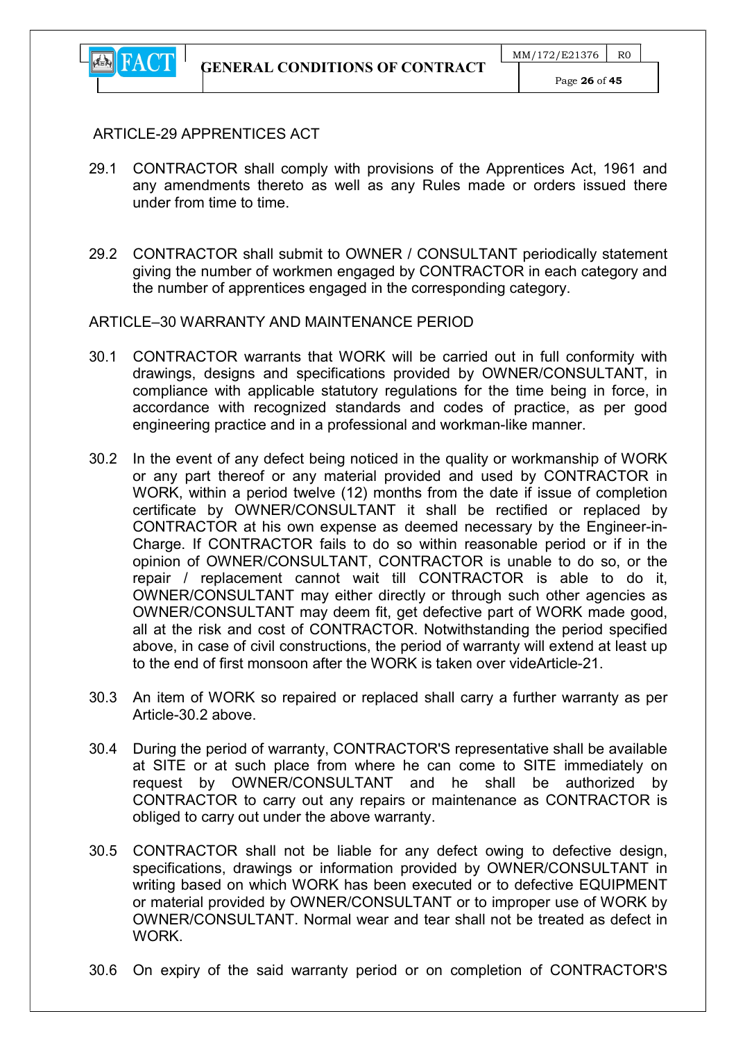## ARTICLE-29 APPRENTICES ACT

29.1 CONTRACTOR shall comply with provisions of the Apprentices Act, 1961 and any amendments thereto as well as any Rules made or orders issued there under from time to time.

29.2 CONTRACTOR shall submit to OWNER / CONSULTANT periodically statement giving the number of workmen engaged by CONTRACTOR in each category and the number of apprentices engaged in the corresponding category.

## ARTICLE–30 WARRANTY AND MAINTENANCE PERIOD

30.1 CONTRACTOR warrants that WORK will be carried out in full conformity with drawings, designs and specifications provided by OWNER/CONSULTANT, in compliance with applicable statutory regulations for the time being in force, in accordance with recognized standards and codes of practice, as per good engineering practice and in a professional and workman-like manner.

30.2 In the event of any defect being noticed in the quality or workmanship of WORK or any part thereof or any material provided and used by CONTRACTOR in WORK, within a period twelve (12) months from the date if issue of completion certificate by OWNER/CONSULTANT it shall be rectified or replaced by CONTRACTOR at his own expense as deemed necessary by the Engineer-in-Charge. If CONTRACTOR fails to do so within reasonable period or if in the opinion of OWNER/CONSULTANT, CONTRACTOR is unable to do so, or the repair / replacement cannot wait till CONTRACTOR is able to do it, OWNER/CONSULTANT may either directly or through such other agencies as OWNER/CONSULTANT may deem fit, get defective part of WORK made good, all at the risk and cost of CONTRACTOR. Notwithstanding the period specified above, in case of civil constructions, the period of warranty will extend at least up to the end of first monsoon after the WORK is taken over videArticle-21.

30.3 An item of WORK so repaired or replaced shall carry a further warranty as per Article-30.2 above.

30.4 During the period of warranty, CONTRACTOR'S representative shall be available at SITE or at such place from where he can come to SITE immediately on request by OWNER/CONSULTANT and he shall be authorized by CONTRACTOR to carry out any repairs or maintenance as CONTRACTOR is obliged to carry out under the above warranty.

30.5 CONTRACTOR shall not be liable for any defect owing to defective design, specifications, drawings or information provided by OWNER/CONSULTANT in writing based on which WORK has been executed or to defective EQUIPMENT or material provided by OWNER/CONSULTANT or to improper use of WORK by OWNER/CONSULTANT. Normal wear and tear shall not be treated as defect in WORK.

30.6 On expiry of the said warranty period or on completion of CONTRACTOR'S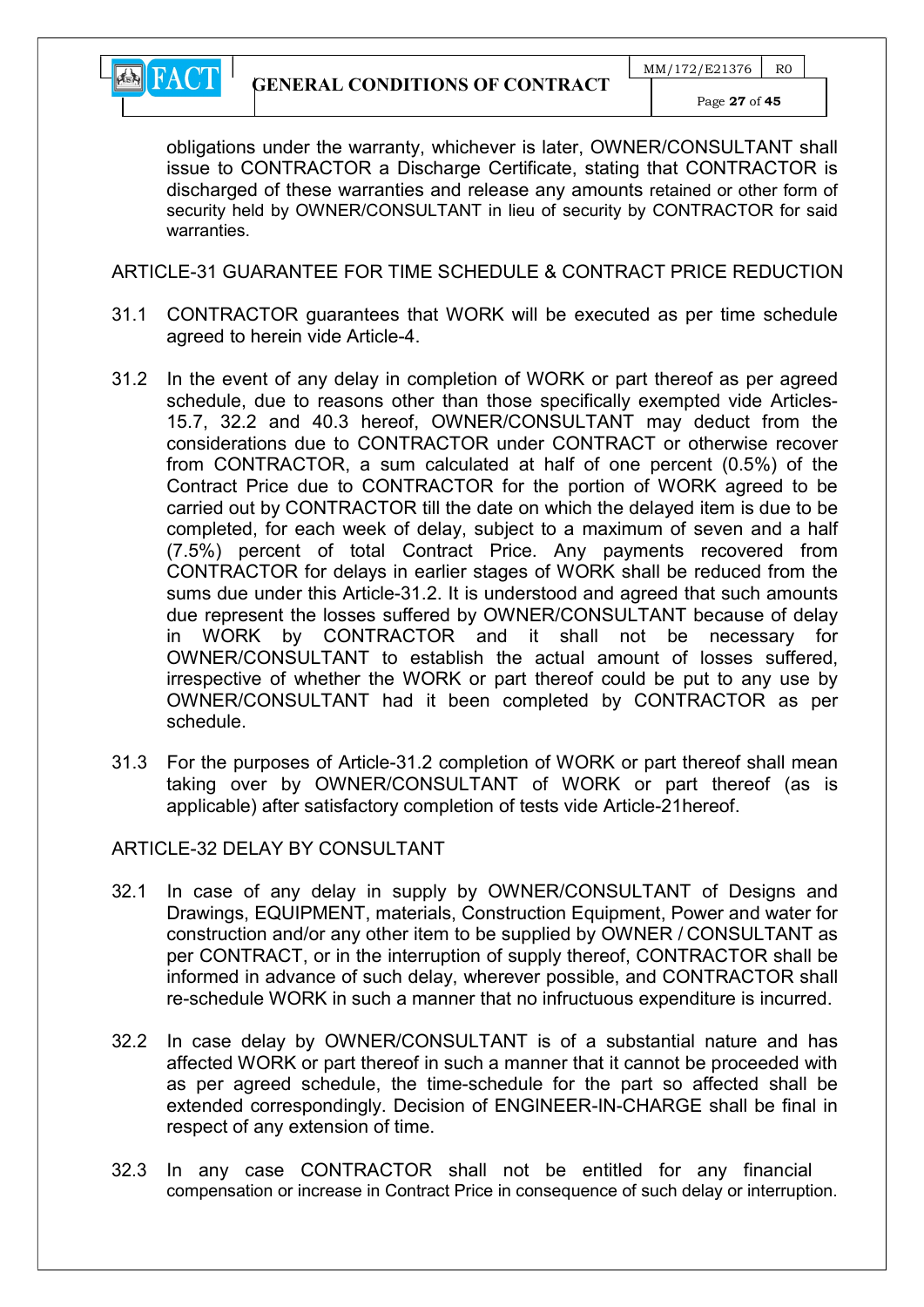obligations under the warranty, whichever is later, OWNER/CONSULTANT shall issue to CONTRACTOR a Discharge Certificate, stating that CONTRACTOR is discharged of these warranties and release any amounts retained or other form of security held by OWNER/CONSULTANT in lieu of security by CONTRACTOR for said warranties.

## ARTICLE-31 GUARANTEE FOR TIME SCHEDULE & CONTRACT PRICE REDUCTION

31.1 CONTRACTOR guarantees that WORK will be executed as per time schedule agreed to herein vide Article-4.

31.2 In the event of any delay in completion of WORK or part thereof as per agreed schedule, due to reasons other than those specifically exempted vide Articles-15.7, 32.2 and 40.3 hereof, OWNER/CONSULTANT may deduct from the considerations due to CONTRACTOR under CONTRACT or otherwise recover from CONTRACTOR, a sum calculated at half of one percent (0.5%) of the Contract Price due to CONTRACTOR for the portion of WORK agreed to be carried out by CONTRACTOR till the date on which the delayed item is due to be completed, for each week of delay, subject to a maximum of seven and a half (7.5%) percent of total Contract Price. Any payments recovered from CONTRACTOR for delays in earlier stages of WORK shall be reduced from the sums due under this Article-31.2. It is understood and agreed that such amounts due represent the losses suffered by OWNER/CONSULTANT because of delay in WORK by CONTRACTOR and it shall not be necessary for OWNER/CONSULTANT to establish the actual amount of losses suffered, irrespective of whether the WORK or part thereof could be put to any use by OWNER/CONSULTANT had it been completed by CONTRACTOR as per schedule.

31.3 For the purposes of Article-31.2 completion of WORK or part thereof shall mean taking over by OWNER/CONSULTANT of WORK or part thereof (as is applicable) after satisfactory completion of tests vide Article-21hereof.

## ARTICLE-32 DELAY BY CONSULTANT

32.1 In case of any delay in supply by OWNER/CONSULTANT of Designs and Drawings, EQUIPMENT, materials, Construction Equipment, Power and water for construction and/or any other item to be supplied by OWNER / CONSULTANT as per CONTRACT, or in the interruption of supply thereof, CONTRACTOR shall be informed in advance of such delay, wherever possible, and CONTRACTOR shall re-schedule WORK in such a manner that no infructuous expenditure is incurred.

32.2 In case delay by OWNER/CONSULTANT is of a substantial nature and has affected WORK or part thereof in such a manner that it cannot be proceeded with as per agreed schedule, the time-schedule for the part so affected shall be extended correspondingly. Decision of ENGINEER-IN-CHARGE shall be final in respect of any extension of time.

32.3 In any case CONTRACTOR shall not be entitled for any financial compensation or increase in Contract Price in consequence of such delay or interruption.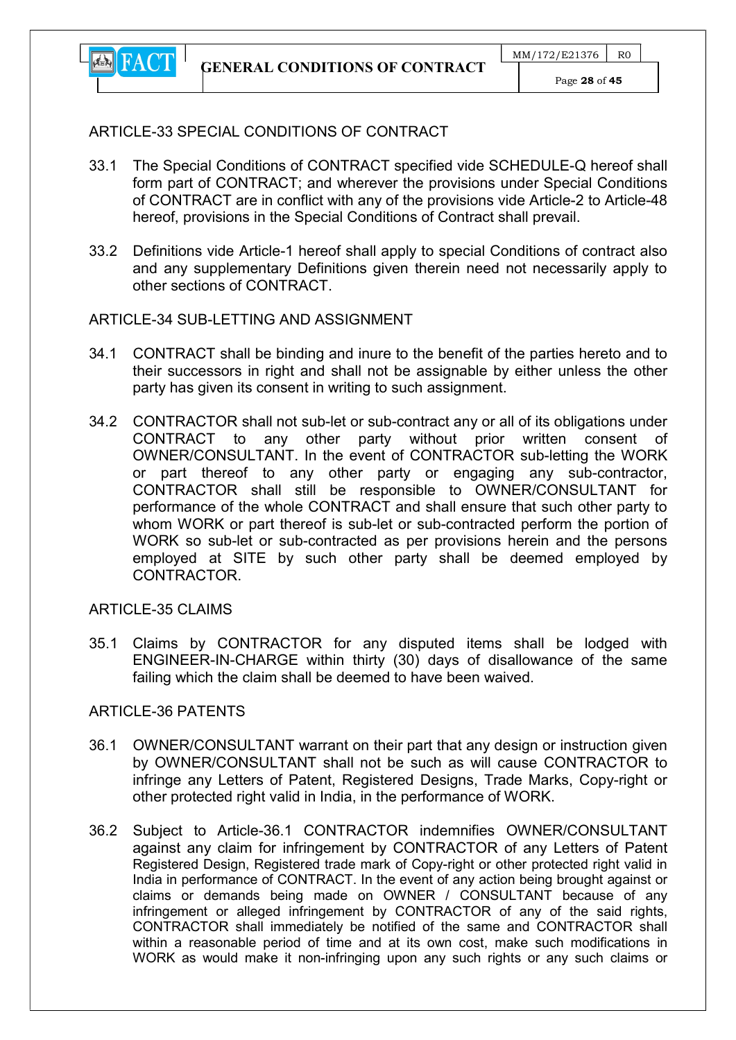## ARTICLE-33 SPECIAL CONDITIONS OF CONTRACT

33.1 The Special Conditions of CONTRACT specified vide SCHEDULE-Q hereof shall form part of CONTRACT; and wherever the provisions under Special Conditions of CONTRACT are in conflict with any of the provisions vide Article-2 to Article-48 hereof, provisions in the Special Conditions of Contract shall prevail.

33.2 Definitions vide Article-1 hereof shall apply to special Conditions of contract also and any supplementary Definitions given therein need not necessarily apply to other sections of CONTRACT.

## ARTICLE-34 SUB-LETTING AND ASSIGNMENT

34.1 CONTRACT shall be binding and inure to the benefit of the parties hereto and to their successors in right and shall not be assignable by either unless the other party has given its consent in writing to such assignment.

34.2 CONTRACTOR shall not sub-let or sub-contract any or all of its obligations under CONTRACT to any other party without prior written consent of OWNER/CONSULTANT. In the event of CONTRACTOR sub-letting the WORK or part thereof to any other party or engaging any sub-contractor, CONTRACTOR shall still be responsible to OWNER/CONSULTANT for performance of the whole CONTRACT and shall ensure that such other party to whom WORK or part thereof is sub-let or sub-contracted perform the portion of WORK so sub-let or sub-contracted as per provisions herein and the persons employed at SITE by such other party shall be deemed employed by CONTRACTOR.

## ARTICLE-35 CLAIMS

35.1 Claims by CONTRACTOR for any disputed items shall be lodged with ENGINEER-IN-CHARGE within thirty (30) days of disallowance of the same failing which the claim shall be deemed to have been waived.

## ARTICLE-36 PATENTS

36.1 OWNER/CONSULTANT warrant on their part that any design or instruction given by OWNER/CONSULTANT shall not be such as will cause CONTRACTOR to infringe any Letters of Patent, Registered Designs, Trade Marks, Copy-right or other protected right valid in India, in the performance of WORK.

36.2 Subject to Article-36.1 CONTRACTOR indemnifies OWNER/CONSULTANT against any claim for infringement by CONTRACTOR of any Letters of Patent Registered Design, Registered trade mark of Copy-right or other protected right valid in India in performance of CONTRACT. In the event of any action being brought against or claims or demands being made on OWNER / CONSULTANT because of any infringement or alleged infringement by CONTRACTOR of any of the said rights, CONTRACTOR shall immediately be notified of the same and CONTRACTOR shall within a reasonable period of time and at its own cost, make such modifications in WORK as would make it non-infringing upon any such rights or any such claims or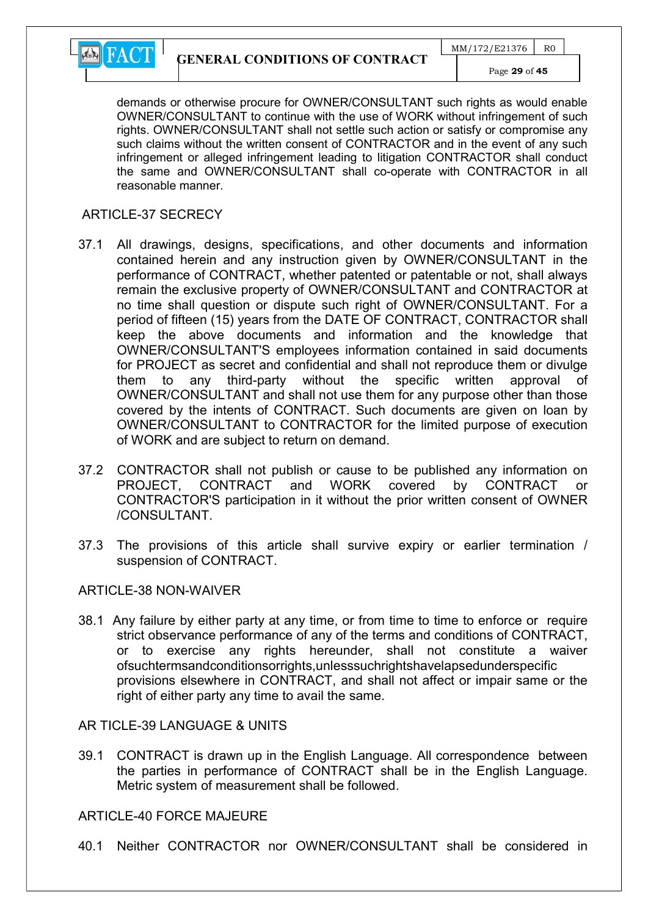demands or otherwise procure for OWNER/CONSULTANT such rights as would enable OWNER/CONSULTANT to continue with the use of WORK without infringement of such rights. OWNER/CONSULTANT shall not settle such action or satisfy or compromise any such claims without the written consent of CONTRACTOR and in the event of any such infringement or alleged infringement leading to litigation CONTRACTOR shall conduct the same and OWNER/CONSULTANT shall co-operate with CONTRACTOR in all reasonable manner.

## ARTICLE-37 SECRECY

37.1 All drawings, designs, specifications, and other documents and information contained herein and any instruction given by OWNER/CONSULTANT in the performance of CONTRACT, whether patented or patentable or not, shall always remain the exclusive property of OWNER/CONSULTANT and CONTRACTOR at no time shall question or dispute such right of OWNER/CONSULTANT. For a period of fifteen (15) years from the DATE OF CONTRACT, CONTRACTOR shall keep the above documents and information and the knowledge that OWNER/CONSULTANT'S employees information contained in said documents for PROJECT as secret and confidential and shall not reproduce them or divulge them to any third-party without the specific written approval of OWNER/CONSULTANT and shall not use them for any purpose other than those covered by the intents of CONTRACT. Such documents are given on loan by OWNER/CONSULTANT to CONTRACTOR for the limited purpose of execution of WORK and are subject to return on demand.

37.2 CONTRACTOR shall not publish or cause to be published any information on PROJECT, CONTRACT and WORK covered by CONTRACT or CONTRACTOR'S participation in it without the prior written consent of OWNER /CONSULTANT.

37.3 The provisions of this article shall survive expiry or earlier termination / suspension of CONTRACT.

## ARTICLE-38 NON-WAIVER

38.1 Any failure by either party at any time, or from time to time to enforce or require strict observance performance of any of the terms and conditions of CONTRACT, or to exercise any rights hereunder, shall not constitute a waiver ofsuchtermsandconditionsorrights,unlesssuchrightshavelapsedunderspecific provisions elsewhere in CONTRACT, and shall not affect or impair same or the right of either party any time to avail the same.

## AR TICLE-39 LANGUAGE & UNITS

39.1 CONTRACT is drawn up in the English Language. All correspondence between the parties in performance of CONTRACT shall be in the English Language. Metric system of measurement shall be followed.

## ARTICLE-40 FORCE MAJEURE

40.1 Neither CONTRACTOR nor OWNER/CONSULTANT shall be considered in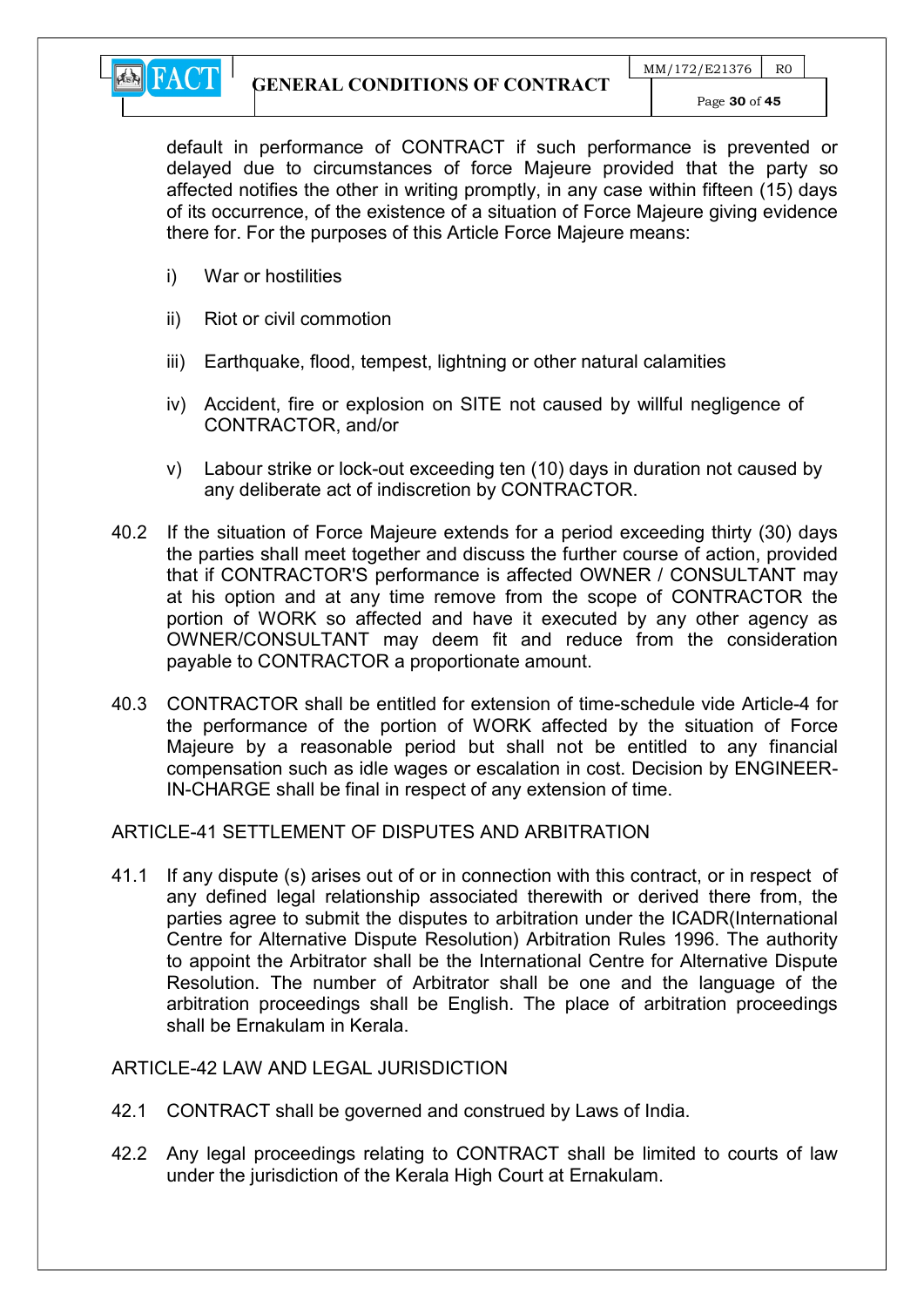default in performance of CONTRACT if such performance is prevented or delayed due to circumstances of force Majeure provided that the party so affected notifies the other in writing promptly, in any case within fifteen (15) days of its occurrence, of the existence of a situation of Force Majeure giving evidence there for. For the purposes of this Article Force Majeure means:

i) War or hostilities

ii) Riot or civil commotion

iii) Earthquake, flood, tempest, lightning or other natural calamities

iv) Accident, fire or explosion on SITE not caused by willful negligence of CONTRACTOR, and/or

v) Labour strike or lock-out exceeding ten (10) days in duration not caused by any deliberate act of indiscretion by CONTRACTOR.

40.2 If the situation of Force Majeure extends for a period exceeding thirty (30) days the parties shall meet together and discuss the further course of action, provided that if CONTRACTOR'S performance is affected OWNER / CONSULTANT may at his option and at any time remove from the scope of CONTRACTOR the portion of WORK so affected and have it executed by any other agency as OWNER/CONSULTANT may deem fit and reduce from the consideration payable to CONTRACTOR a proportionate amount.

40.3 CONTRACTOR shall be entitled for extension of time-schedule vide Article-4 for the performance of the portion of WORK affected by the situation of Force Majeure by a reasonable period but shall not be entitled to any financial compensation such as idle wages or escalation in cost. Decision by ENGINEER-IN-CHARGE shall be final in respect of any extension of time.

## ARTICLE-41 SETTLEMENT OF DISPUTES AND ARBITRATION

41.1 If any dispute (s) arises out of or in connection with this contract, or in respect of any defined legal relationship associated therewith or derived there from, the parties agree to submit the disputes to arbitration under the ICADR(International Centre for Alternative Dispute Resolution) Arbitration Rules 1996. The authority to appoint the Arbitrator shall be the International Centre for Alternative Dispute Resolution. The number of Arbitrator shall be one and the language of the arbitration proceedings shall be English. The place of arbitration proceedings shall be Ernakulam in Kerala.

## ARTICLE-42 LAW AND LEGAL JURISDICTION

42.1 CONTRACT shall be governed and construed by Laws of India.

42.2 Any legal proceedings relating to CONTRACT shall be limited to courts of law under the jurisdiction of the Kerala High Court at Ernakulam.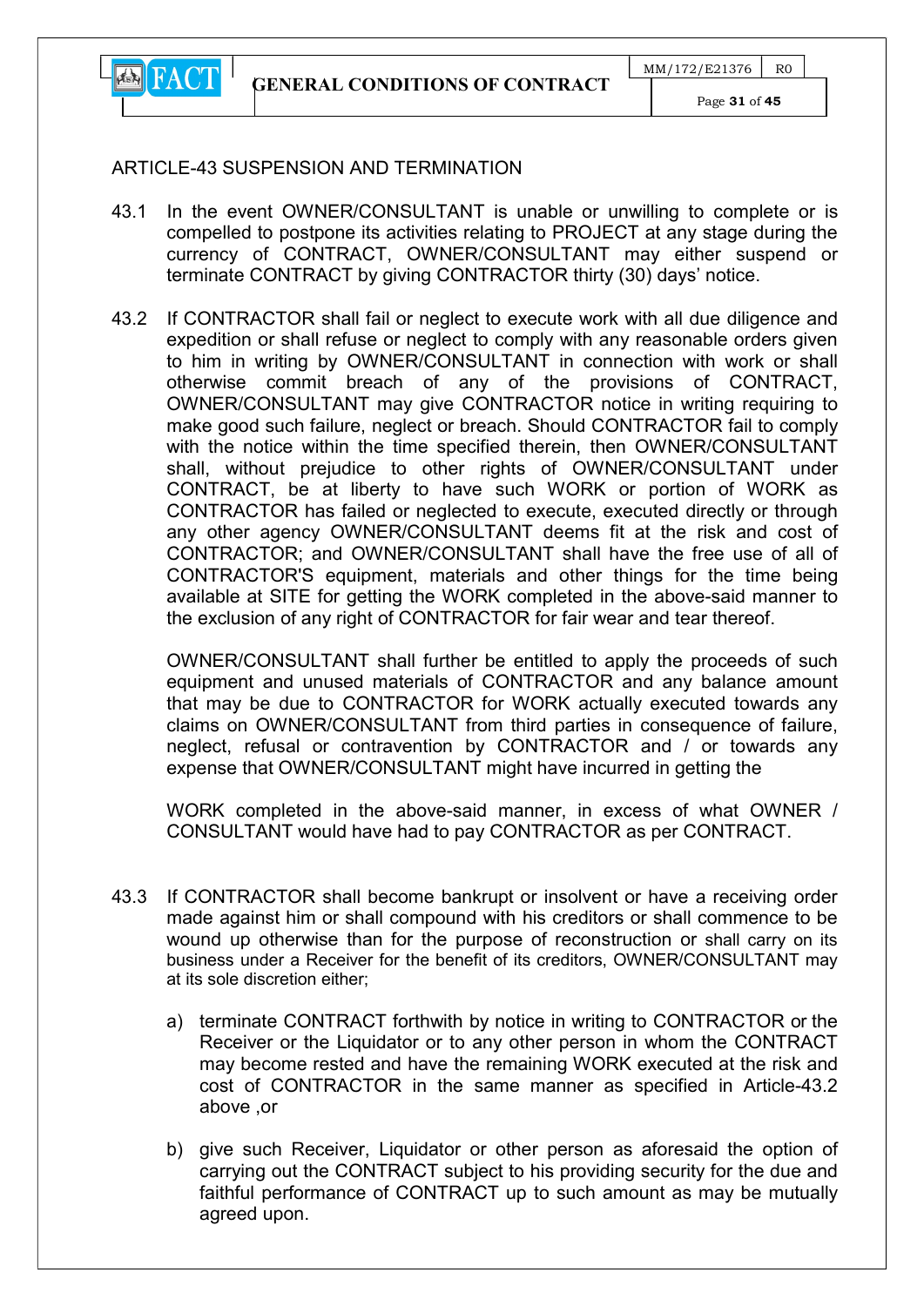## ARTICLE-43 SUSPENSION AND TERMINATION

43.1 In the event OWNER/CONSULTANT is unable or unwilling to complete or is compelled to postpone its activities relating to PROJECT at any stage during the currency of CONTRACT, OWNER/CONSULTANT may either suspend or terminate CONTRACT by giving CONTRACTOR thirty (30) days' notice.

43.2 If CONTRACTOR shall fail or neglect to execute work with all due diligence and expedition or shall refuse or neglect to comply with any reasonable orders given to him in writing by OWNER/CONSULTANT in connection with work or shall otherwise commit breach of any of the provisions of CONTRACT, OWNER/CONSULTANT may give CONTRACTOR notice in writing requiring to make good such failure, neglect or breach. Should CONTRACTOR fail to comply with the notice within the time specified therein, then OWNER/CONSULTANT shall, without prejudice to other rights of OWNER/CONSULTANT under CONTRACT, be at liberty to have such WORK or portion of WORK as CONTRACTOR has failed or neglected to execute, executed directly or through any other agency OWNER/CONSULTANT deems fit at the risk and cost of CONTRACTOR; and OWNER/CONSULTANT shall have the free use of all of CONTRACTOR'S equipment, materials and other things for the time being available at SITE for getting the WORK completed in the above-said manner to the exclusion of any right of CONTRACTOR for fair wear and tear thereof.

OWNER/CONSULTANT shall further be entitled to apply the proceeds of such equipment and unused materials of CONTRACTOR and any balance amount that may be due to CONTRACTOR for WORK actually executed towards any claims on OWNER/CONSULTANT from third parties in consequence of failure, neglect, refusal or contravention by CONTRACTOR and / or towards any expense that OWNER/CONSULTANT might have incurred in getting the

WORK completed in the above-said manner, in excess of what OWNER / CONSULTANT would have had to pay CONTRACTOR as per CONTRACT.

43.3 If CONTRACTOR shall become bankrupt or insolvent or have a receiving order made against him or shall compound with his creditors or shall commence to be wound up otherwise than for the purpose of reconstruction or shall carry on its business under a Receiver for the benefit of its creditors, OWNER/CONSULTANT may at its sole discretion either;

a) terminate CONTRACT forthwith by notice in writing to CONTRACTOR or the Receiver or the Liquidator or to any other person in whom the CONTRACT may become rested and have the remaining WORK executed at the risk and cost of CONTRACTOR in the same manner as specified in Article-43.2 above ,or

b) give such Receiver, Liquidator or other person as aforesaid the option of carrying out the CONTRACT subject to his providing security for the due and faithful performance of CONTRACT up to such amount as may be mutually agreed upon.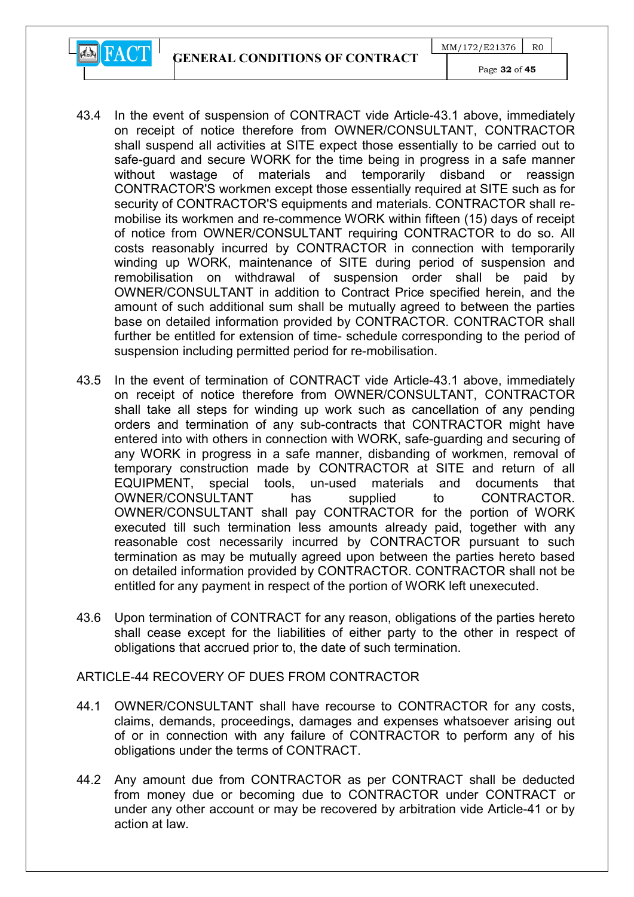43.4 In the event of suspension of CONTRACT vide Article-43.1 above, immediately on receipt of notice therefore from OWNER/CONSULTANT, CONTRACTOR shall suspend all activities at SITE expect those essentially to be carried out to safe-guard and secure WORK for the time being in progress in a safe manner without wastage of materials and temporarily disband or reassign CONTRACTOR'S workmen except those essentially required at SITE such as for security of CONTRACTOR'S equipments and materials. CONTRACTOR shall re-mobilise its workmen and re-commence WORK within fifteen (15) days of receipt of notice from OWNER/CONSULTANT requiring CONTRACTOR to do so. All costs reasonably incurred by CONTRACTOR in connection with temporarily winding up WORK, maintenance of SITE during period of suspension and remobilisation on withdrawal of suspension order shall be paid by OWNER/CONSULTANT in addition to Contract Price specified herein, and the amount of such additional sum shall be mutually agreed to between the parties base on detailed information provided by CONTRACTOR. CONTRACTOR shall further be entitled for extension of time- schedule corresponding to the period of suspension including permitted period for re-mobilisation.

43.5 In the event of termination of CONTRACT vide Article-43.1 above, immediately on receipt of notice therefore from OWNER/CONSULTANT, CONTRACTOR shall take all steps for winding up work such as cancellation of any pending orders and termination of any sub-contracts that CONTRACTOR might have entered into with others in connection with WORK, safe-guarding and securing of any WORK in progress in a safe manner, disbanding of workmen, removal of temporary construction made by CONTRACTOR at SITE and return of all EQUIPMENT, special tools, un-used materials and documents that OWNER/CONSULTANT has supplied to CONTRACTOR. OWNER/CONSULTANT shall pay CONTRACTOR for the portion of WORK executed till such termination less amounts already paid, together with any reasonable cost necessarily incurred by CONTRACTOR pursuant to such termination as may be mutually agreed upon between the parties hereto based on detailed information provided by CONTRACTOR. CONTRACTOR shall not be entitled for any payment in respect of the portion of WORK left unexecuted.

43.6 Upon termination of CONTRACT for any reason, obligations of the parties hereto shall cease except for the liabilities of either party to the other in respect of obligations that accrued prior to, the date of such termination.

## ARTICLE-44 RECOVERY OF DUES FROM CONTRACTOR

44.1 OWNER/CONSULTANT shall have recourse to CONTRACTOR for any costs, claims, demands, proceedings, damages and expenses whatsoever arising out of or in connection with any failure of CONTRACTOR to perform any of his obligations under the terms of CONTRACT.

44.2 Any amount due from CONTRACTOR as per CONTRACT shall be deducted from money due or becoming due to CONTRACTOR under CONTRACT or under any other account or may be recovered by arbitration vide Article-41 or by action at law.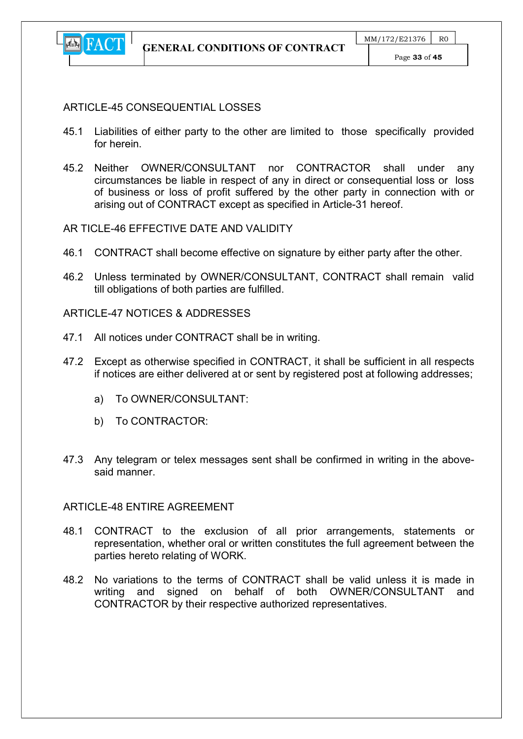## ARTICLE-45 CONSEQUENTIAL LOSSES

45.1 Liabilities of either party to the other are limited to those specifically provided for herein.

45.2 Neither OWNER/CONSULTANT nor CONTRACTOR shall under any circumstances be liable in respect of any in direct or consequential loss or loss of business or loss of profit suffered by the other party in connection with or arising out of CONTRACT except as specified in Article-31 hereof.

## AR TICLE-46 EFFECTIVE DATE AND VALIDITY

46.1 CONTRACT shall become effective on signature by either party after the other.

46.2 Unless terminated by OWNER/CONSULTANT, CONTRACT shall remain valid till obligations of both parties are fulfilled.

## ARTICLE-47 NOTICES & ADDRESSES

47.1 All notices under CONTRACT shall be in writing.

47.2 Except as otherwise specified in CONTRACT, it shall be sufficient in all respects if notices are either delivered at or sent by registered post at following addresses;

a) To OWNER/CONSULTANT:

b) To CONTRACTOR:

47.3 Any telegram or telex messages sent shall be confirmed in writing in the above-said manner.

## ARTICLE-48 ENTIRE AGREEMENT

48.1 CONTRACT to the exclusion of all prior arrangements, statements or representation, whether oral or written constitutes the full agreement between the parties hereto relating of WORK.

48.2 No variations to the terms of CONTRACT shall be valid unless it is made in writing and signed on behalf of both OWNER/CONSULTANT and CONTRACTOR by their respective authorized representatives.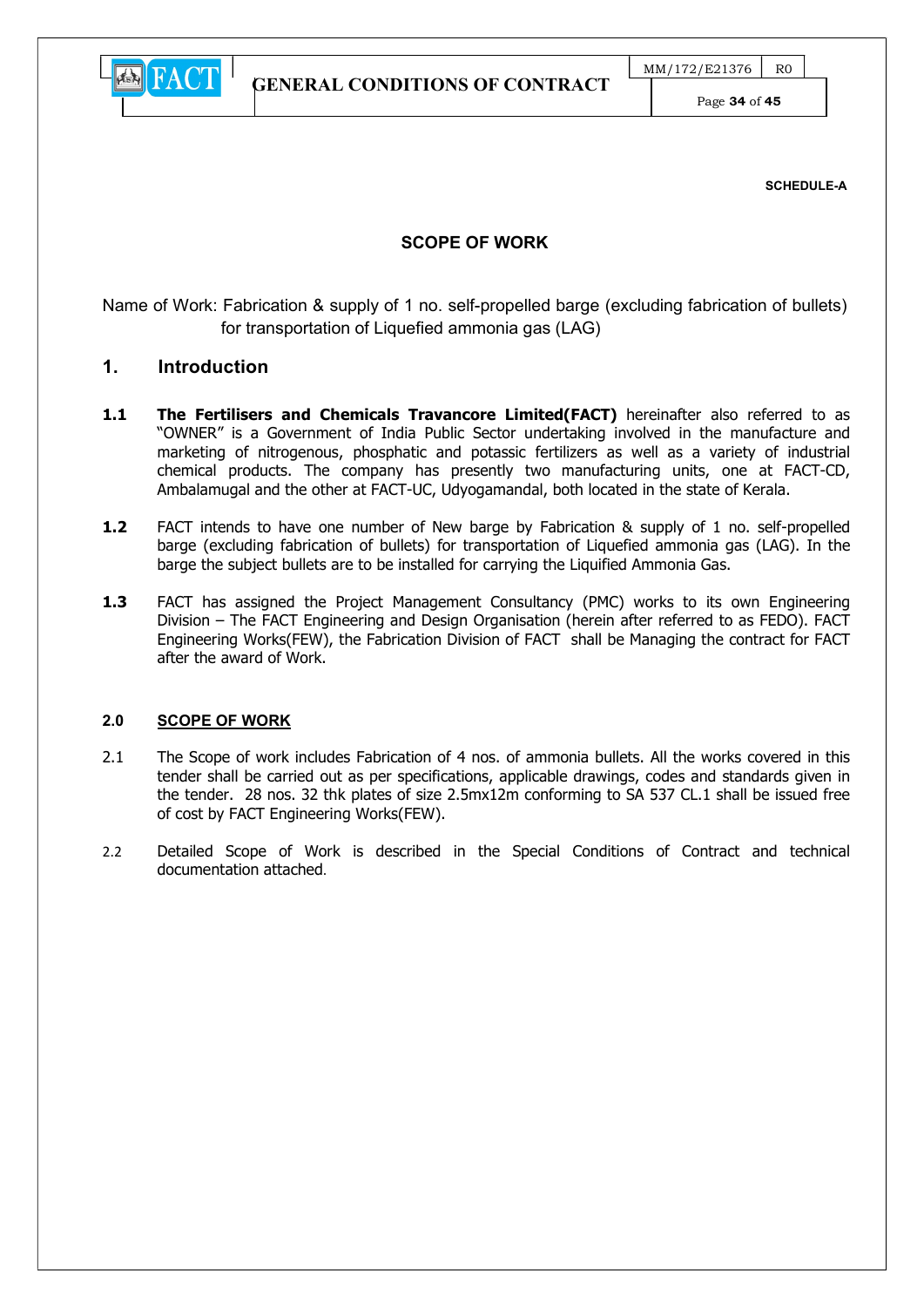**SCHEDULE-A**

## SCOPE OF WORK

Name of Work: Fabrication & supply of 1 no. self-propelled barge (excluding fabrication of bullets) for transportation of Liquefied ammonia gas (LAG)

## 1. Introduction

**1.1** **The Fertilisers and Chemicals Travancore Limited(FACT)** hereinafter also referred to as "OWNER" is a Government of India Public Sector undertaking involved in the manufacture and marketing of nitrogenous, phosphatic and potassic fertilizers as well as a variety of industrial chemical products. The company has presently two manufacturing units, one at FACT-CD, Ambalamugal and the other at FACT-UC, Udyogamandal, both located in the state of Kerala.

**1.2** FACT intends to have one number of New barge by Fabrication & supply of 1 no. self-propelled barge (excluding fabrication of bullets) for transportation of Liquefied ammonia gas (LAG). In the barge the subject bullets are to be installed for carrying the Liquified Ammonia Gas.

**1.3** FACT has assigned the Project Management Consultancy (PMC) works to its own Engineering Division – The FACT Engineering and Design Organisation (herein after referred to as FEDO). FACT Engineering Works(FEW), the Fabrication Division of FACT shall be Managing the contract for FACT after the award of Work.

### 2.0 SCOPE OF WORK

2.1 The Scope of work includes Fabrication of 4 nos. of ammonia bullets. All the works covered in this tender shall be carried out as per specifications, applicable drawings, codes and standards given in the tender. 28 nos. 32 thk plates of size 2.5mx12m conforming to SA 537 CL.1 shall be issued free of cost by FACT Engineering Works(FEW).

2.2 Detailed Scope of Work is described in the Special Conditions of Contract and technical documentation attached.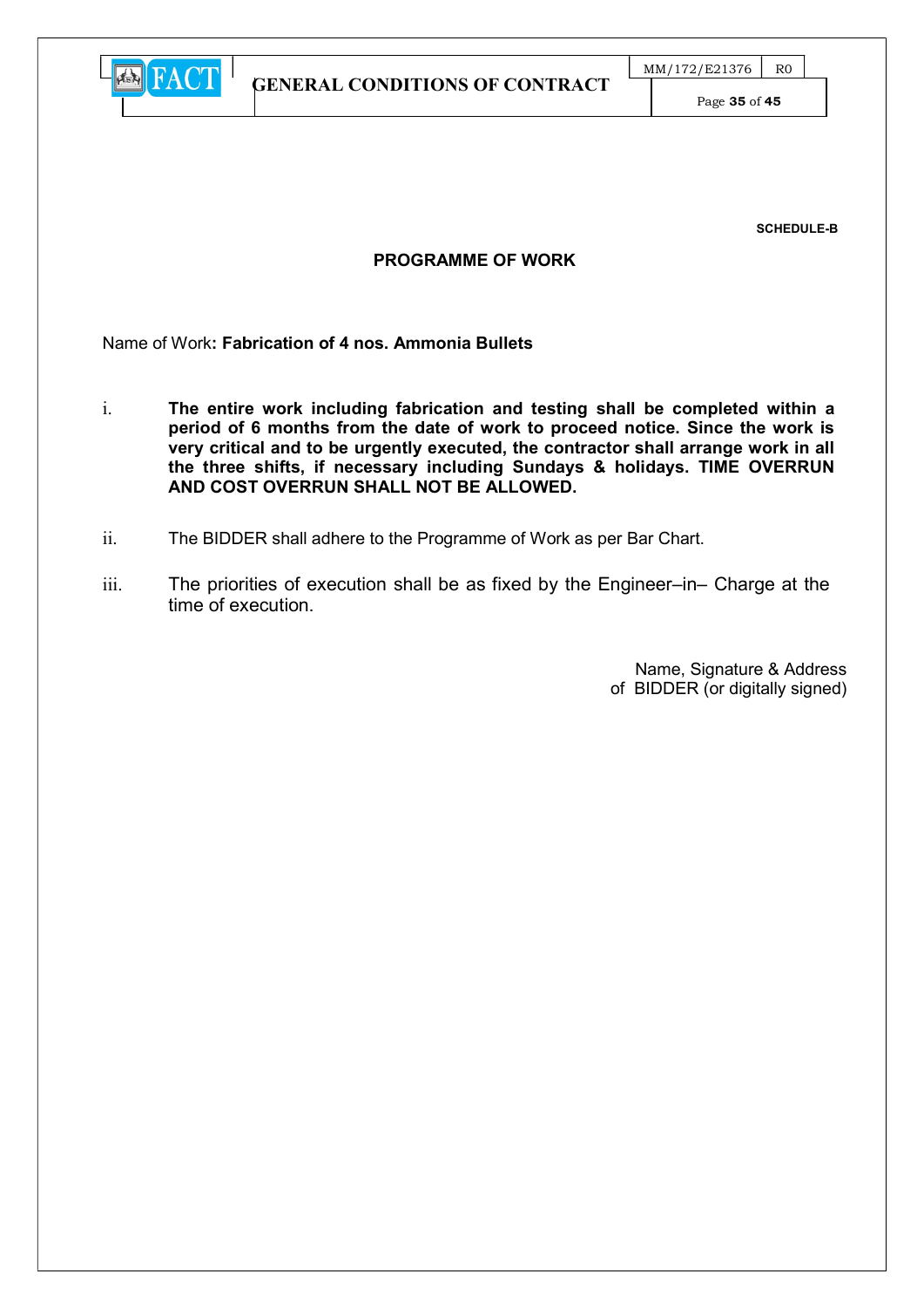**SCHEDULE-B**

## PROGRAMME OF WORK

Name of Work**: Fabrication of 4 nos. Ammonia Bullets**

i. **The entire work including fabrication and testing shall be completed within a period of 6 months from the date of work to proceed notice. Since the work is very critical and to be urgently executed, the contractor shall arrange work in all the three shifts, if necessary including Sundays & holidays. TIME OVERRUN AND COST OVERRUN SHALL NOT BE ALLOWED.**

ii. The BIDDER shall adhere to the Programme of Work as per Bar Chart.

iii. The priorities of execution shall be as fixed by the Engineer–in– Charge at the time of execution.

Name, Signature & Address
of BIDDER (or digitally signed)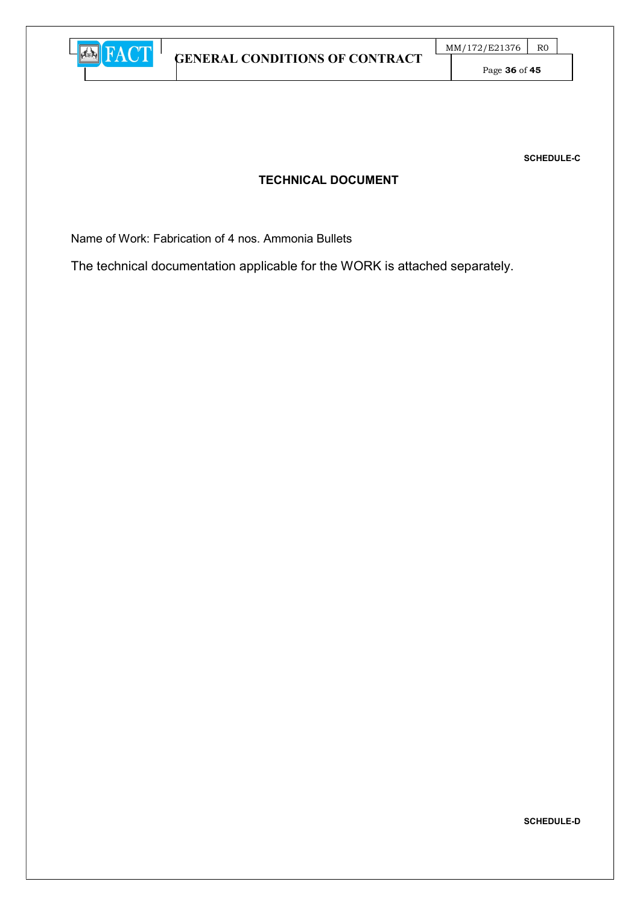**SCHEDULE-C**

## TECHNICAL DOCUMENT

Name of Work: Fabrication of 4 nos. Ammonia Bullets

The technical documentation applicable for the WORK is attached separately.

**SCHEDULE-D**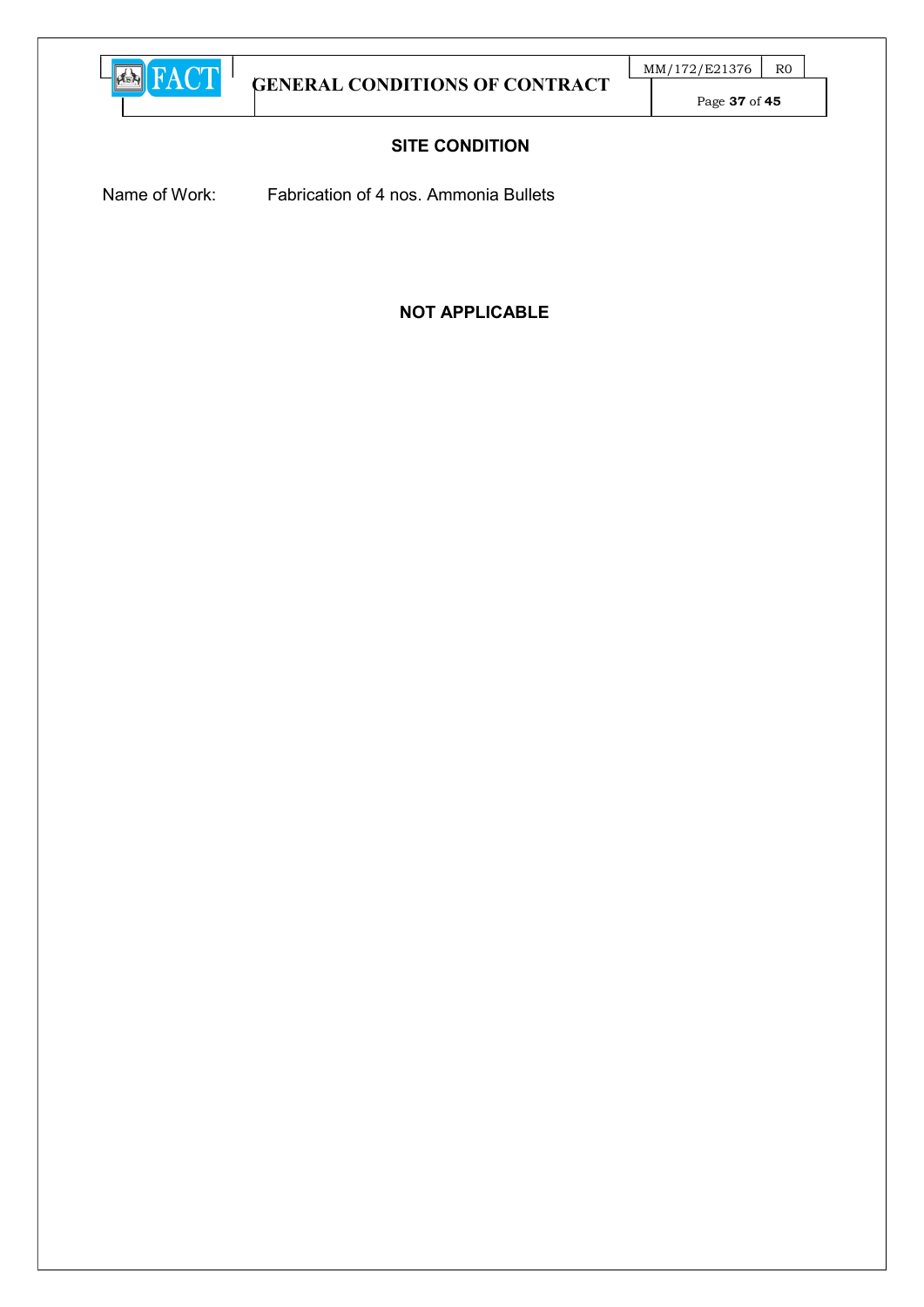## SITE CONDITION

Name of Work: Fabrication of 4 nos. Ammonia Bullets

**NOT APPLICABLE**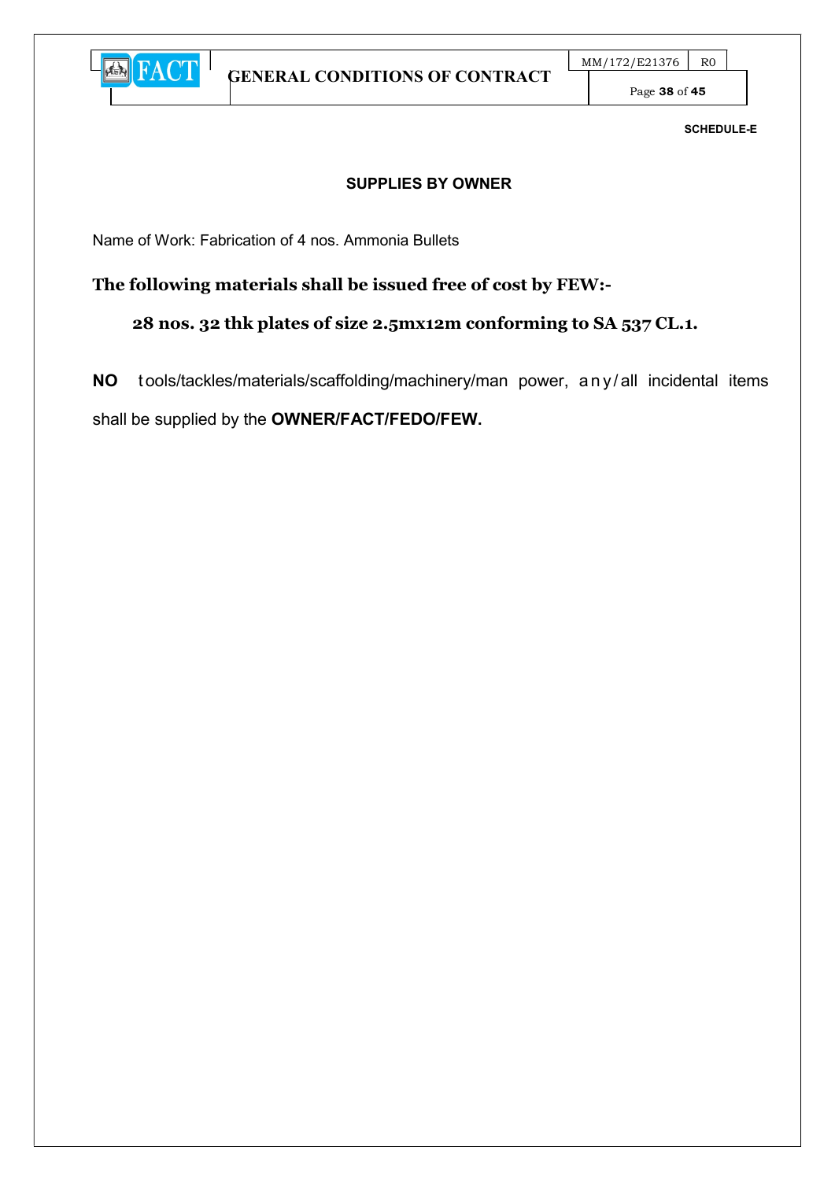SCHEDULE-E

## SUPPLIES BY OWNER

Name of Work: Fabrication of 4 nos. Ammonia Bullets

**The following materials shall be issued free of cost by FEW:-**

**28 nos. 32 thk plates of size 2.5mx12m conforming to SA 537 CL.1.**

**NO** tools/tackles/materials/scaffolding/machinery/man power, any/all incidental items shall be supplied by the **OWNER/FACT/FEDO/FEW.**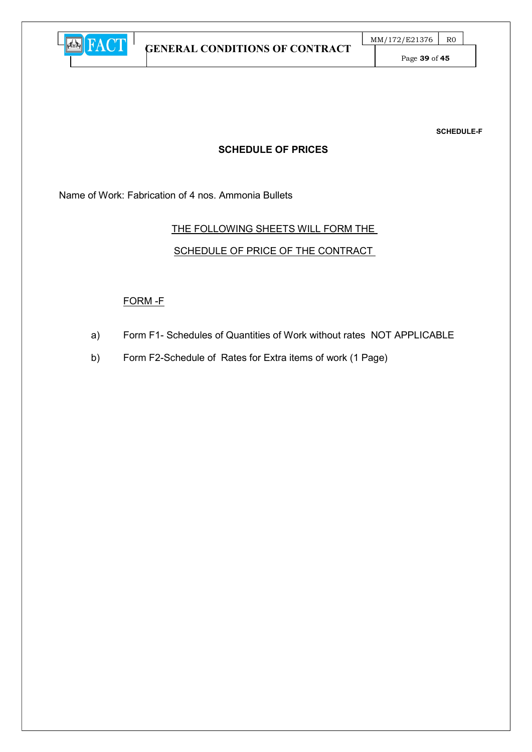**SCHEDULE-F**

## SCHEDULE OF PRICES

Name of Work: Fabrication of 4 nos. Ammonia Bullets

THE FOLLOWING SHEETS WILL FORM THE

SCHEDULE OF PRICE OF THE CONTRACT

FORM -F

a) Form F1- Schedules of Quantities of Work without rates NOT APPLICABLE

b) Form F2-Schedule of Rates for Extra items of work (1 Page)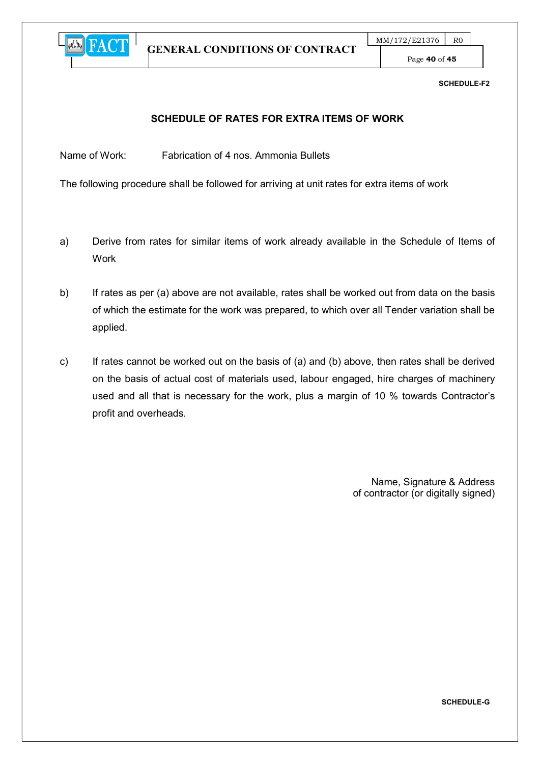**SCHEDULE-F2**

## SCHEDULE OF RATES FOR EXTRA ITEMS OF WORK

Name of Work: Fabrication of 4 nos. Ammonia Bullets

The following procedure shall be followed for arriving at unit rates for extra items of work

a) Derive from rates for similar items of work already available in the Schedule of Items of Work

b) If rates as per (a) above are not available, rates shall be worked out from data on the basis of which the estimate for the work was prepared, to which over all Tender variation shall be applied.

c) If rates cannot be worked out on the basis of (a) and (b) above, then rates shall be derived on the basis of actual cost of materials used, labour engaged, hire charges of machinery used and all that is necessary for the work, plus a margin of 10 % towards Contractor's profit and overheads.

Name, Signature & Address
of contractor (or digitally signed)

**SCHEDULE-G**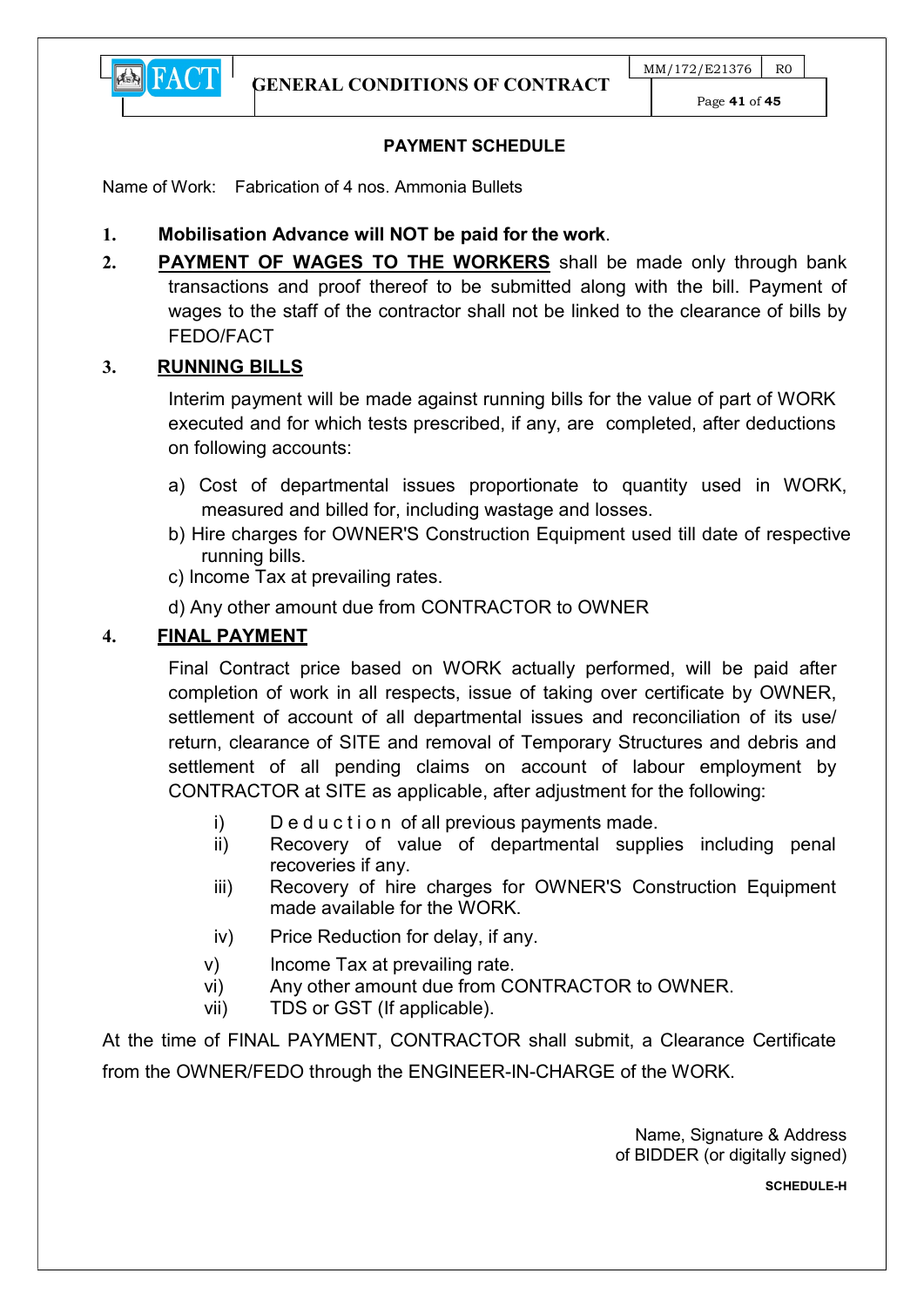## PAYMENT SCHEDULE

Name of Work: Fabrication of 4 nos. Ammonia Bullets

1. **Mobilisation Advance will NOT be paid for the work**.
2. **<u>PAYMENT OF WAGES TO THE WORKERS</u>** shall be made only through bank transactions and proof thereof to be submitted along with the bill. Payment of wages to the staff of the contractor shall not be linked to the clearance of bills by FEDO/FACT
3. **<u>RUNNING BILLS</u>**

   Interim payment will be made against running bills for the value of part of WORK executed and for which tests prescribed, if any, are completed, after deductions on following accounts:

   a) Cost of departmental issues proportionate to quantity used in WORK, measured and billed for, including wastage and losses.
   b) Hire charges for OWNER'S Construction Equipment used till date of respective running bills.
   c) Income Tax at prevailing rates.
   d) Any other amount due from CONTRACTOR to OWNER
4. **<u>FINAL PAYMENT</u>**

   Final Contract price based on WORK actually performed, will be paid after completion of work in all respects, issue of taking over certificate by OWNER, settlement of account of all departmental issues and reconciliation of its use/ return, clearance of SITE and removal of Temporary Structures and debris and settlement of all pending claims on account of labour employment by CONTRACTOR at SITE as applicable, after adjustment for the following:

   i) Deduction of all previous payments made.
   ii) Recovery of value of departmental supplies including penal recoveries if any.
   iii) Recovery of hire charges for OWNER'S Construction Equipment made available for the WORK.
   iv) Price Reduction for delay, if any.
   v) Income Tax at prevailing rate.
   vi) Any other amount due from CONTRACTOR to OWNER.
   vii) TDS or GST (If applicable).

At the time of FINAL PAYMENT, CONTRACTOR shall submit, a Clearance Certificate from the OWNER/FEDO through the ENGINEER-IN-CHARGE of the WORK.

Name, Signature & Address
of BIDDER (or digitally signed)

**SCHEDULE-H**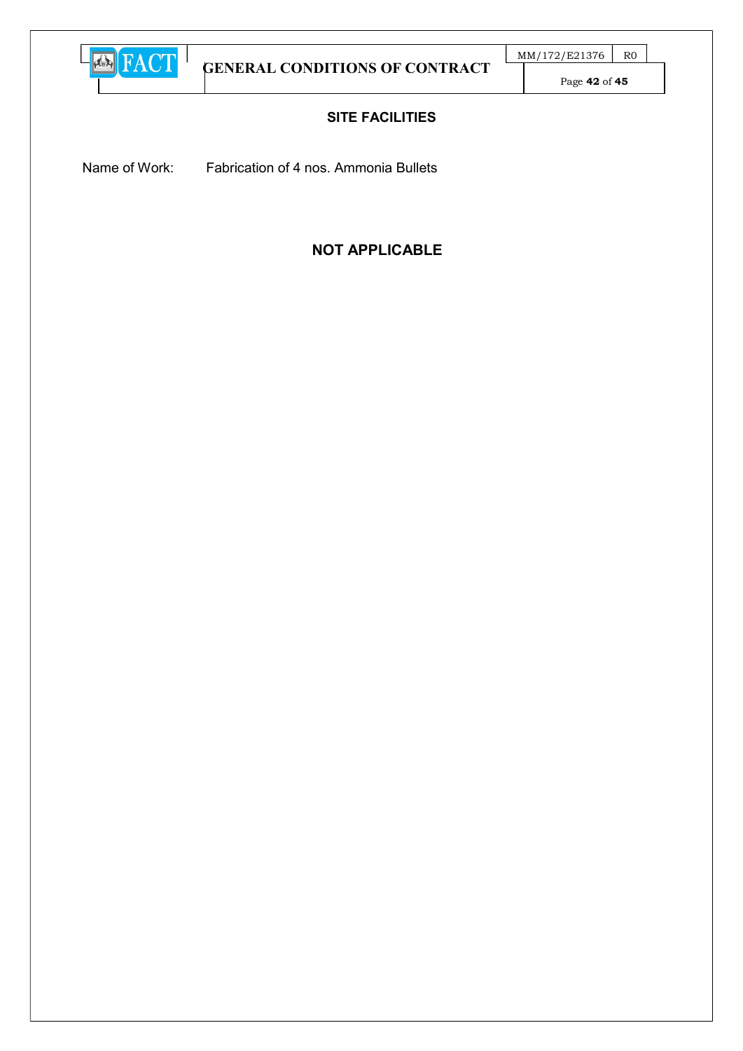## SITE FACILITIES

Name of Work: Fabrication of 4 nos. Ammonia Bullets

**NOT APPLICABLE**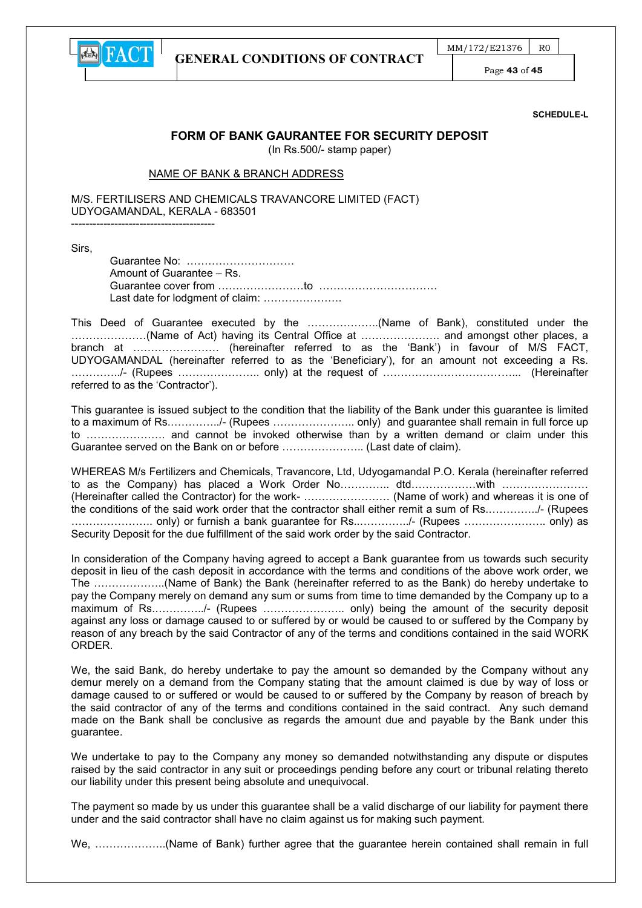**SCHEDULE-L**

## FORM OF BANK GAURANTEE FOR SECURITY DEPOSIT

(In Rs.500/- stamp paper)

NAME OF BANK & BRANCH ADDRESS

M/S. FERTILISERS AND CHEMICALS TRAVANCORE LIMITED (FACT)
UDYOGAMANDAL, KERALA - 683501
----------------------------------------

Sirs,

Guarantee No: …………………………
Amount of Guarantee – Rs.
Guarantee cover from ……………………to ……………………………
Last date for lodgment of claim: ………………….

This Deed of Guarantee executed by the ………………..(Name of Bank), constituted under the …………………(Name of Act) having its Central Office at …………………. and amongst other places, a branch at …………………… (hereinafter referred to as the 'Bank') in favour of M/S FACT, UDYOGAMANDAL (hereinafter referred to as the 'Beneficiary'), for an amount not exceeding a Rs. …………../- (Rupees ………………….. only) at the request of ………………………………... (Hereinafter referred to as the 'Contractor').

This guarantee is issued subject to the condition that the liability of the Bank under this guarantee is limited to a maximum of Rs.…………../- (Rupees ………………….. only) and guarantee shall remain in full force up to …………………. and cannot be invoked otherwise than by a written demand or claim under this Guarantee served on the Bank on or before ………………….. (Last date of claim).

WHEREAS M/s Fertilizers and Chemicals, Travancore, Ltd, Udyogamandal P.O. Kerala (hereinafter referred to as the Company) has placed a Work Order No…………. dtd………………with …………………… (Hereinafter called the Contractor) for the work- …………………… (Name of work) and whereas it is one of the conditions of the said work order that the contractor shall either remit a sum of Rs.…………../- (Rupees ………………….. only) or furnish a bank guarantee for Rs..……………/- (Rupees ………………….. only) as Security Deposit for the due fulfillment of the said work order by the said Contractor.

In consideration of the Company having agreed to accept a Bank guarantee from us towards such security deposit in lieu of the cash deposit in accordance with the terms and conditions of the above work order, we The ………………..(Name of Bank) the Bank (hereinafter referred to as the Bank) do hereby undertake to pay the Company merely on demand any sum or sums from time to time demanded by the Company up to a maximum of Rs.…………../- (Rupees ………………….. only) being the amount of the security deposit against any loss or damage caused to or suffered by or would be caused to or suffered by the Company by reason of any breach by the said Contractor of any of the terms and conditions contained in the said WORK ORDER.

We, the said Bank, do hereby undertake to pay the amount so demanded by the Company without any demur merely on a demand from the Company stating that the amount claimed is due by way of loss or damage caused to or suffered or would be caused to or suffered by the Company by reason of breach by the said contractor of any of the terms and conditions contained in the said contract. Any such demand made on the Bank shall be conclusive as regards the amount due and payable by the Bank under this guarantee.

We undertake to pay to the Company any money so demanded notwithstanding any dispute or disputes raised by the said contractor in any suit or proceedings pending before any court or tribunal relating thereto our liability under this present being absolute and unequivocal.

The payment so made by us under this guarantee shall be a valid discharge of our liability for payment there under and the said contractor shall have no claim against us for making such payment.

We, ………………..(Name of Bank) further agree that the guarantee herein contained shall remain in full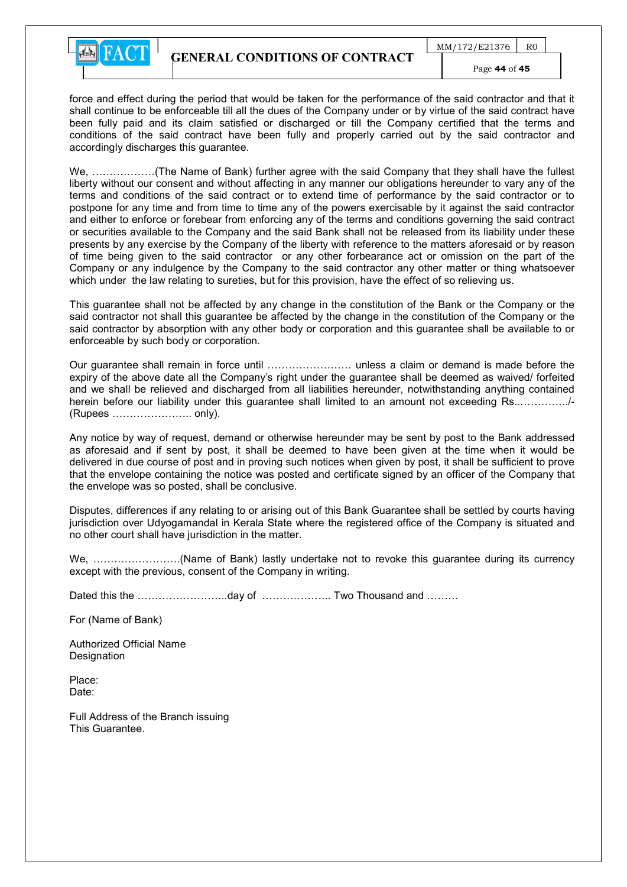force and effect during the period that would be taken for the performance of the said contractor and that it shall continue to be enforceable till all the dues of the Company under or by virtue of the said contract have been fully paid and its claim satisfied or discharged or till the Company certified that the terms and conditions of the said contract have been fully and properly carried out by the said contractor and accordingly discharges this guarantee.

We, ………………(The Name of Bank) further agree with the said Company that they shall have the fullest liberty without our consent and without affecting in any manner our obligations hereunder to vary any of the terms and conditions of the said contract or to extend time of performance by the said contractor or to postpone for any time and from time to time any of the powers exercisable by it against the said contractor and either to enforce or forebear from enforcing any of the terms and conditions governing the said contract or securities available to the Company and the said Bank shall not be released from its liability under these presents by any exercise by the Company of the liberty with reference to the matters aforesaid or by reason of time being given to the said contractor or any other forbearance act or omission on the part of the Company or any indulgence by the Company to the said contractor any other matter or thing whatsoever which under the law relating to sureties, but for this provision, have the effect of so relieving us.

This guarantee shall not be affected by any change in the constitution of the Bank or the Company or the said contractor not shall this guarantee be affected by the change in the constitution of the Company or the said contractor by absorption with any other body or corporation and this guarantee shall be available to or enforceable by such body or corporation.

Our guarantee shall remain in force until …………………… unless a claim or demand is made before the expiry of the above date all the Company's right under the guarantee shall be deemed as waived/ forfeited and we shall be relieved and discharged from all liabilities hereunder, notwithstanding anything contained herein before our liability under this guarantee shall limited to an amount not exceeding Rs.……………/- (Rupees ………………….. only).

Any notice by way of request, demand or otherwise hereunder may be sent by post to the Bank addressed as aforesaid and if sent by post, it shall be deemed to have been given at the time when it would be delivered in due course of post and in proving such notices when given by post, it shall be sufficient to prove that the envelope containing the notice was posted and certificate signed by an officer of the Company that the envelope was so posted, shall be conclusive.

Disputes, differences if any relating to or arising out of this Bank Guarantee shall be settled by courts having jurisdiction over Udyogamandal in Kerala State where the registered office of the Company is situated and no other court shall have jurisdiction in the matter.

We, …………………….(Name of Bank) lastly undertake not to revoke this guarantee during its currency except with the previous, consent of the Company in writing.

Dated this the ……………………..day of ……………….. Two Thousand and ………

For (Name of Bank)

Authorized Official Name
Designation

Place:
Date:

Full Address of the Branch issuing
This Guarantee.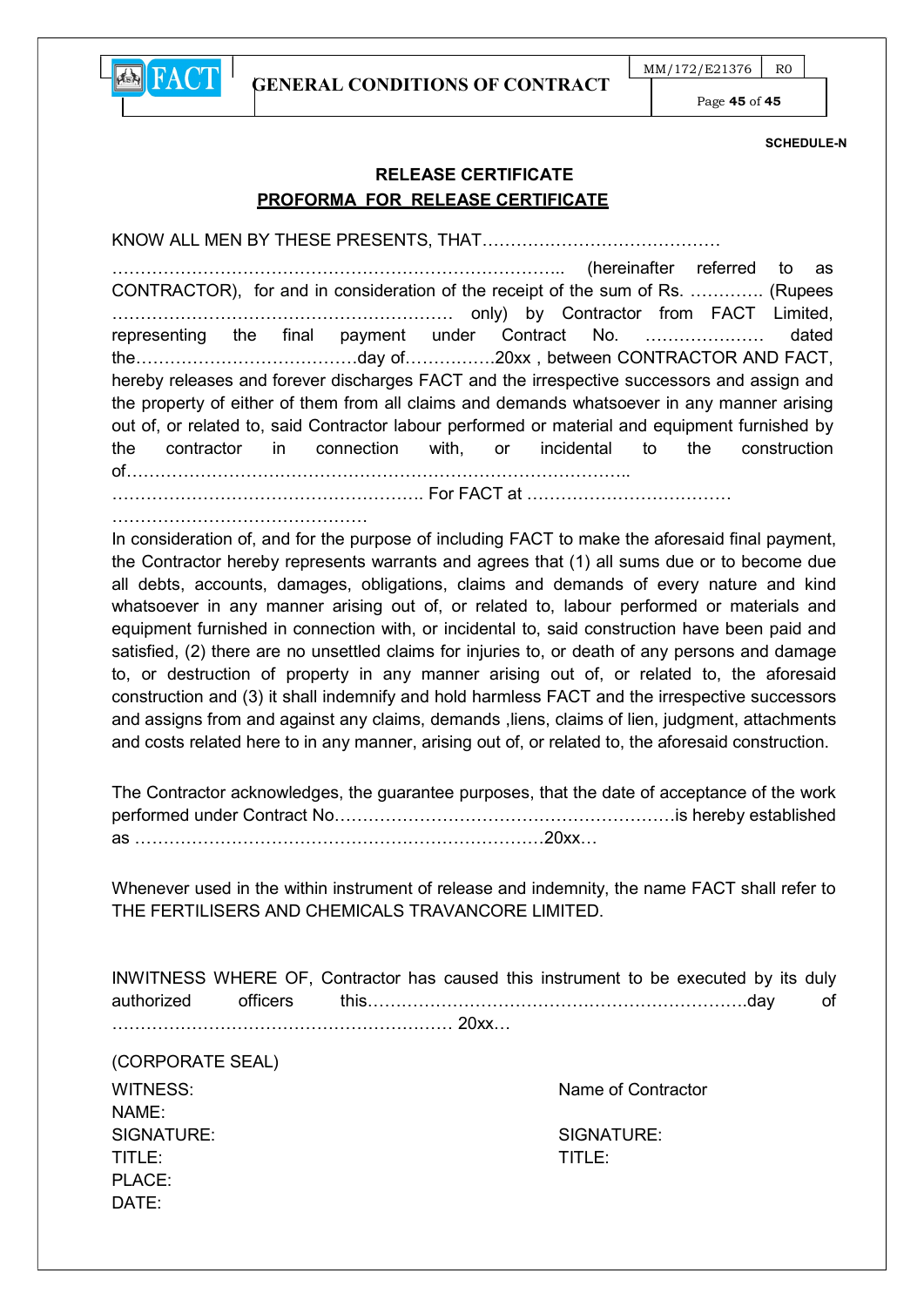**SCHEDULE-N**

## RELEASE CERTIFICATE

## PROFORMA FOR RELEASE CERTIFICATE

KNOW ALL MEN BY THESE PRESENTS, THAT……………………………………

…………………………………………………………………….. (hereinafter referred to as CONTRACTOR), for and in consideration of the receipt of the sum of Rs. …………. (Rupees …………………………………………………… only) by Contractor from FACT Limited, representing the final payment under Contract No. ………………… dated the…………………………………day of…………….20xx , between CONTRACTOR AND FACT, hereby releases and forever discharges FACT and the irrespective successors and assign and the property of either of them from all claims and demands whatsoever in any manner arising out of, or related to, said Contractor labour performed or material and equipment furnished by the contractor in connection with, or incidental to the construction of……………………………………………………………………………..

………………………………………………. For FACT at ………………………………

………………………………………

In consideration of, and for the purpose of including FACT to make the aforesaid final payment, the Contractor hereby represents warrants and agrees that (1) all sums due or to become due all debts, accounts, damages, obligations, claims and demands of every nature and kind whatsoever in any manner arising out of, or related to, labour performed or materials and equipment furnished in connection with, or incidental to, said construction have been paid and satisfied, (2) there are no unsettled claims for injuries to, or death of any persons and damage to, or destruction of property in any manner arising out of, or related to, the aforesaid construction and (3) it shall indemnify and hold harmless FACT and the irrespective successors and assigns from and against any claims, demands ,liens, claims of lien, judgment, attachments and costs related here to in any manner, arising out of, or related to, the aforesaid construction.

The Contractor acknowledges, the guarantee purposes, that the date of acceptance of the work performed under Contract No……………………………………………………is hereby established as ………………………………………………………………20xx…

Whenever used in the within instrument of release and indemnity, the name FACT shall refer to THE FERTILISERS AND CHEMICALS TRAVANCORE LIMITED.

INWITNESS WHERE OF, Contractor has caused this instrument to be executed by its duly authorized officers this…………………………………………………………day of …………………………………………………… 20xx…

(CORPORATE SEAL)

WITNESS:
NAME:
SIGNATURE:
TITLE:
PLACE:
DATE:

Name of Contractor

SIGNATURE:
TITLE: